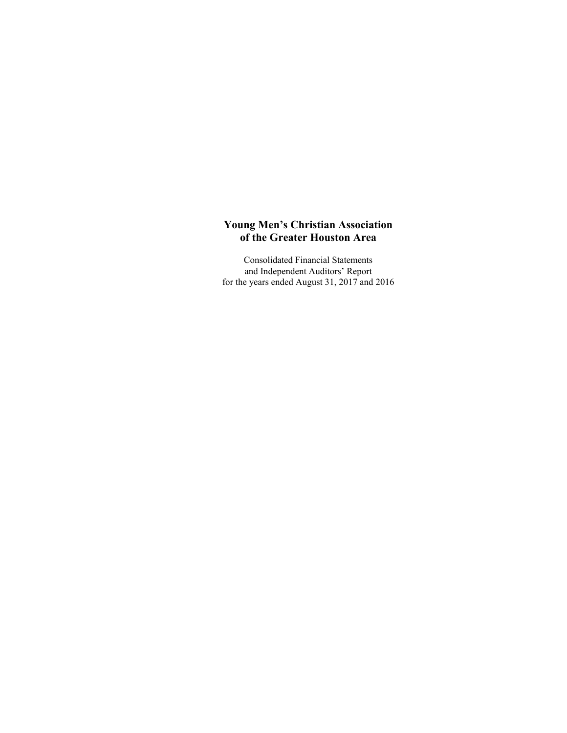# Young Men's Christian Association of the Greater Houston Area

Consolidated Financial Statements
and Independent Auditors' Report
for the years ended August 31, 2017 and 2016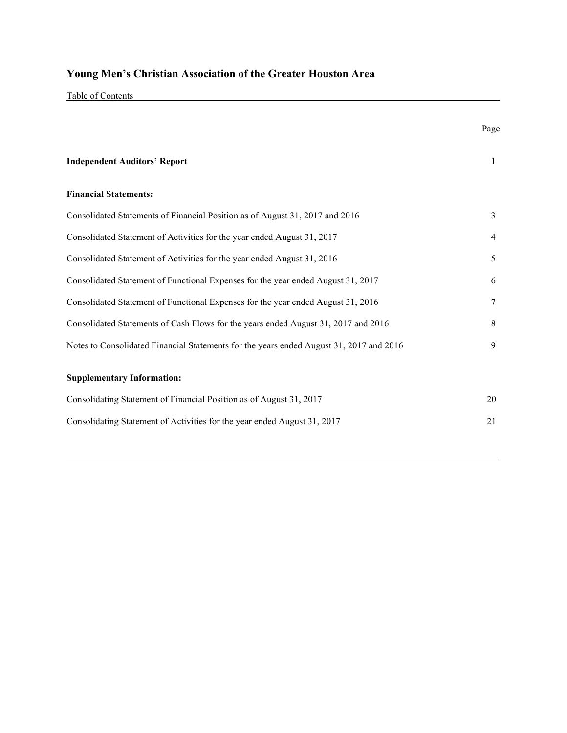# Young Men's Christian Association of the Greater Houston Area

Table of Contents

| | Page |
|---|---|
| **Independent Auditors' Report** | 1 |
| **Financial Statements:** | |
| Consolidated Statements of Financial Position as of August 31, 2017 and 2016 | 3 |
| Consolidated Statement of Activities for the year ended August 31, 2017 | 4 |
| Consolidated Statement of Activities for the year ended August 31, 2016 | 5 |
| Consolidated Statement of Functional Expenses for the year ended August 31, 2017 | 6 |
| Consolidated Statement of Functional Expenses for the year ended August 31, 2016 | 7 |
| Consolidated Statements of Cash Flows for the years ended August 31, 2017 and 2016 | 8 |
| Notes to Consolidated Financial Statements for the years ended August 31, 2017 and 2016 | 9 |
| **Supplementary Information:** | |
| Consolidating Statement of Financial Position as of August 31, 2017 | 20 |
| Consolidating Statement of Activities for the year ended August 31, 2017 | 21 |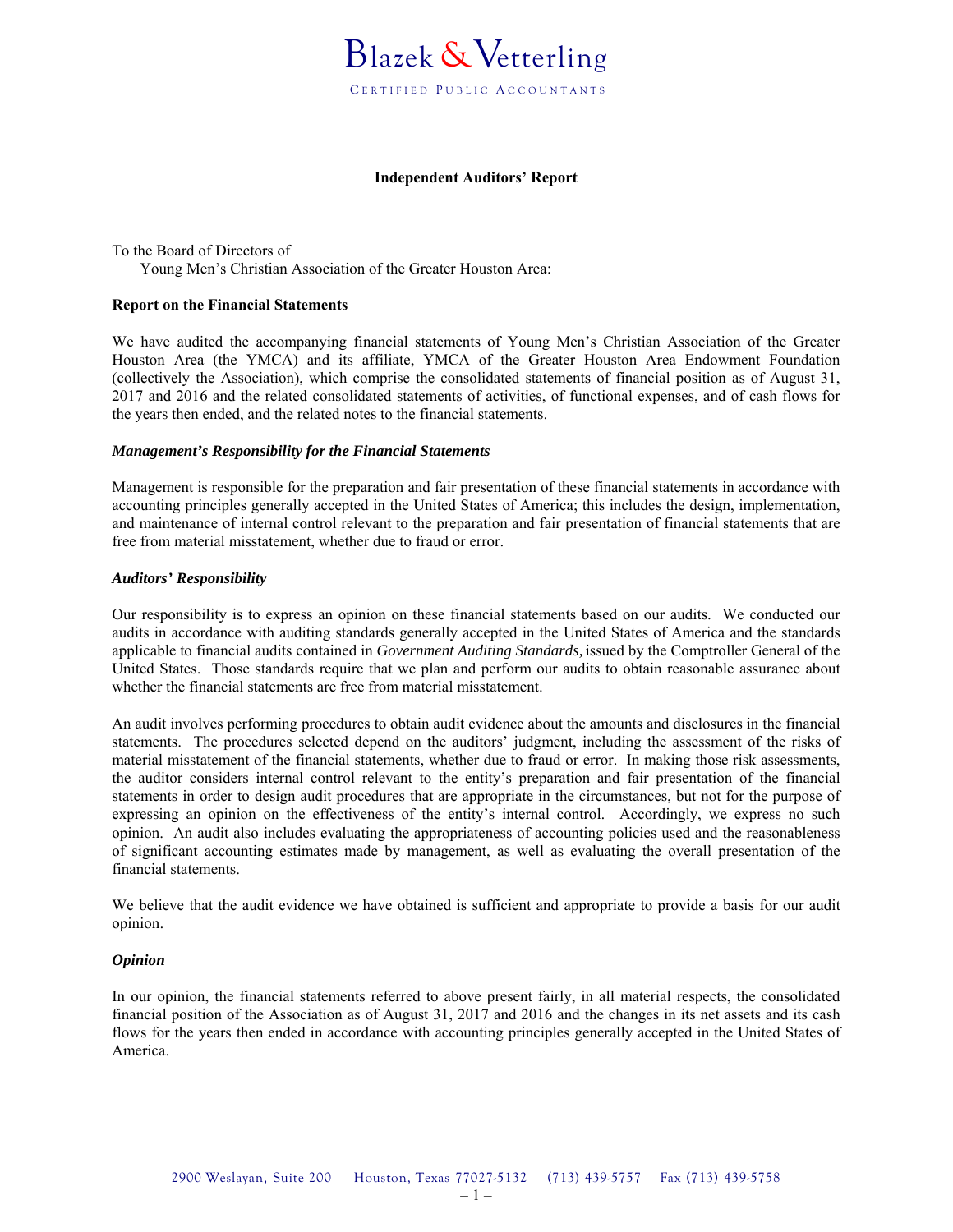Blazek & Vetterling

CERTIFIED PUBLIC ACCOUNTANTS

## Independent Auditors' Report

To the Board of Directors of
Young Men's Christian Association of the Greater Houston Area:

### Report on the Financial Statements

We have audited the accompanying financial statements of Young Men's Christian Association of the Greater Houston Area (the YMCA) and its affiliate, YMCA of the Greater Houston Area Endowment Foundation (collectively the Association), which comprise the consolidated statements of financial position as of August 31, 2017 and 2016 and the related consolidated statements of activities, of functional expenses, and of cash flows for the years then ended, and the related notes to the financial statements.

***Management's Responsibility for the Financial Statements***

Management is responsible for the preparation and fair presentation of these financial statements in accordance with accounting principles generally accepted in the United States of America; this includes the design, implementation, and maintenance of internal control relevant to the preparation and fair presentation of financial statements that are free from material misstatement, whether due to fraud or error.

***Auditors' Responsibility***

Our responsibility is to express an opinion on these financial statements based on our audits. We conducted our audits in accordance with auditing standards generally accepted in the United States of America and the standards applicable to financial audits contained in *Government Auditing Standards,* issued by the Comptroller General of the United States. Those standards require that we plan and perform our audits to obtain reasonable assurance about whether the financial statements are free from material misstatement.

An audit involves performing procedures to obtain audit evidence about the amounts and disclosures in the financial statements. The procedures selected depend on the auditors' judgment, including the assessment of the risks of material misstatement of the financial statements, whether due to fraud or error. In making those risk assessments, the auditor considers internal control relevant to the entity's preparation and fair presentation of the financial statements in order to design audit procedures that are appropriate in the circumstances, but not for the purpose of expressing an opinion on the effectiveness of the entity's internal control. Accordingly, we express no such opinion. An audit also includes evaluating the appropriateness of accounting policies used and the reasonableness of significant accounting estimates made by management, as well as evaluating the overall presentation of the financial statements.

We believe that the audit evidence we have obtained is sufficient and appropriate to provide a basis for our audit opinion.

***Opinion***

In our opinion, the financial statements referred to above present fairly, in all material respects, the consolidated financial position of the Association as of August 31, 2017 and 2016 and the changes in its net assets and its cash flows for the years then ended in accordance with accounting principles generally accepted in the United States of America.

2900 Weslayan, Suite 200 Houston, Texas 77027-5132 (713) 439-5757 Fax (713) 439-5758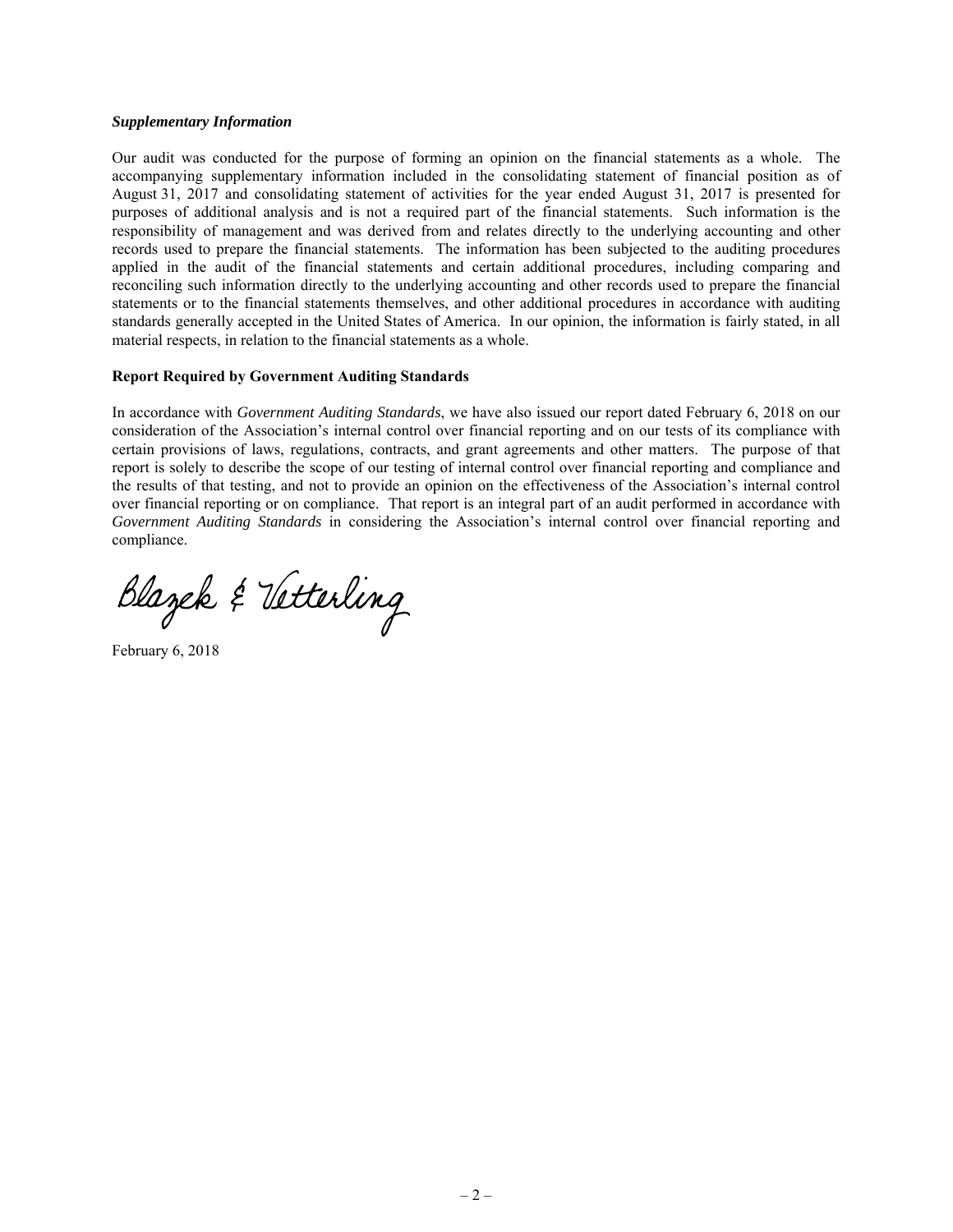### *Supplementary Information*

Our audit was conducted for the purpose of forming an opinion on the financial statements as a whole. The accompanying supplementary information included in the consolidating statement of financial position as of August 31, 2017 and consolidating statement of activities for the year ended August 31, 2017 is presented for purposes of additional analysis and is not a required part of the financial statements. Such information is the responsibility of management and was derived from and relates directly to the underlying accounting and other records used to prepare the financial statements. The information has been subjected to the auditing procedures applied in the audit of the financial statements and certain additional procedures, including comparing and reconciling such information directly to the underlying accounting and other records used to prepare the financial statements or to the financial statements themselves, and other additional procedures in accordance with auditing standards generally accepted in the United States of America. In our opinion, the information is fairly stated, in all material respects, in relation to the financial statements as a whole.

### **Report Required by Government Auditing Standards**

In accordance with *Government Auditing Standards*, we have also issued our report dated February 6, 2018 on our consideration of the Association's internal control over financial reporting and on our tests of its compliance with certain provisions of laws, regulations, contracts, and grant agreements and other matters. The purpose of that report is solely to describe the scope of our testing of internal control over financial reporting and compliance and the results of that testing, and not to provide an opinion on the effectiveness of the Association's internal control over financial reporting or on compliance. That report is an integral part of an audit performed in accordance with *Government Auditing Standards* in considering the Association's internal control over financial reporting and compliance.

Blazek & Vetterling

February 6, 2018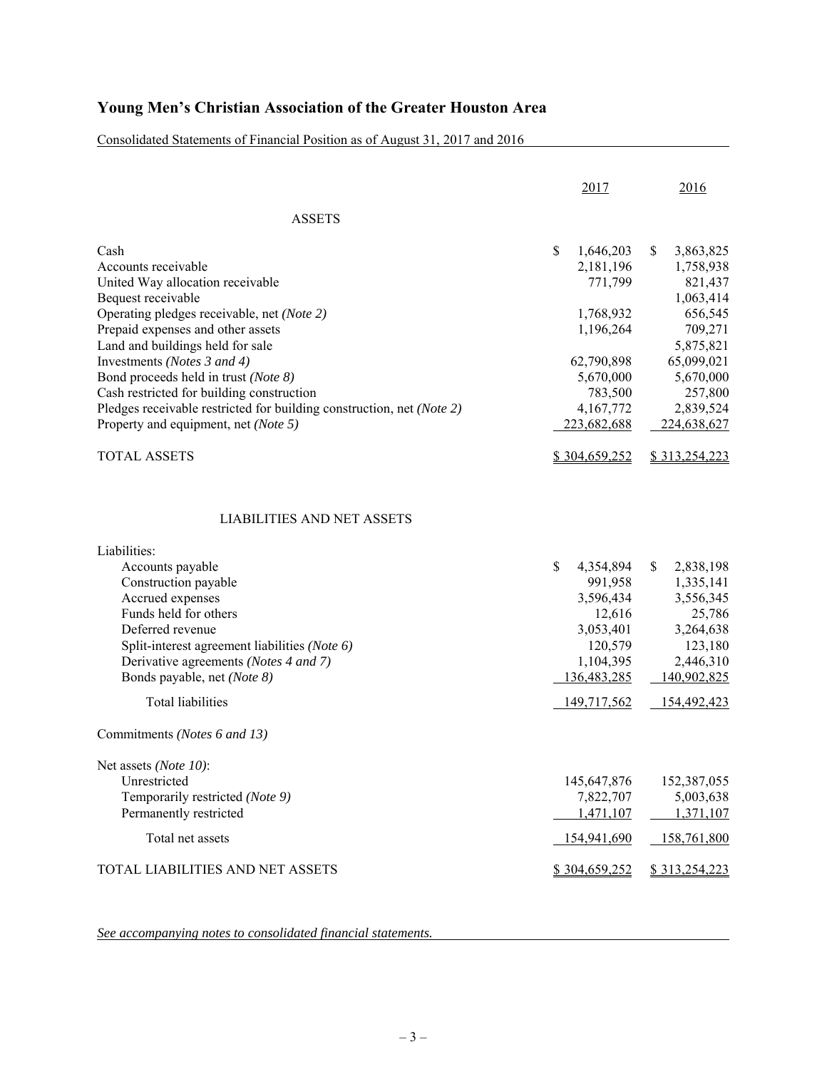# Young Men's Christian Association of the Greater Houston Area

Consolidated Statements of Financial Position as of August 31, 2017 and 2016

| | 2017 | 2016 |
|---|---|---|
| **ASSETS** | | |
| Cash | $ 1,646,203 | $ 3,863,825 |
| Accounts receivable | 2,181,196 | 1,758,938 |
| United Way allocation receivable | 771,799 | 821,437 |
| Bequest receivable | | 1,063,414 |
| Operating pledges receivable, net *(Note 2)* | 1,768,932 | 656,545 |
| Prepaid expenses and other assets | 1,196,264 | 709,271 |
| Land and buildings held for sale | | 5,875,821 |
| Investments *(Notes 3 and 4)* | 62,790,898 | 65,099,021 |
| Bond proceeds held in trust *(Note 8)* | 5,670,000 | 5,670,000 |
| Cash restricted for building construction | 783,500 | 257,800 |
| Pledges receivable restricted for building construction, net *(Note 2)* | 4,167,772 | 2,839,524 |
| Property and equipment, net *(Note 5)* | 223,682,688 | 224,638,627 |
| TOTAL ASSETS | $ 304,659,252 | $ 313,254,223 |
| **LIABILITIES AND NET ASSETS** | | |
| Liabilities: | | |
| Accounts payable | $ 4,354,894 | $ 2,838,198 |
| Construction payable | 991,958 | 1,335,141 |
| Accrued expenses | 3,596,434 | 3,556,345 |
| Funds held for others | 12,616 | 25,786 |
| Deferred revenue | 3,053,401 | 3,264,638 |
| Split-interest agreement liabilities *(Note 6)* | 120,579 | 123,180 |
| Derivative agreements *(Notes 4 and 7)* | 1,104,395 | 2,446,310 |
| Bonds payable, net *(Note 8)* | 136,483,285 | 140,902,825 |
| Total liabilities | 149,717,562 | 154,492,423 |
| Commitments *(Notes 6 and 13)* | | |
| Net assets *(Note 10)*: | | |
| Unrestricted | 145,647,876 | 152,387,055 |
| Temporarily restricted *(Note 9)* | 7,822,707 | 5,003,638 |
| Permanently restricted | 1,471,107 | 1,371,107 |
| Total net assets | 154,941,690 | 158,761,800 |
| TOTAL LIABILITIES AND NET ASSETS | $ 304,659,252 | $ 313,254,223 |

*See accompanying notes to consolidated financial statements.*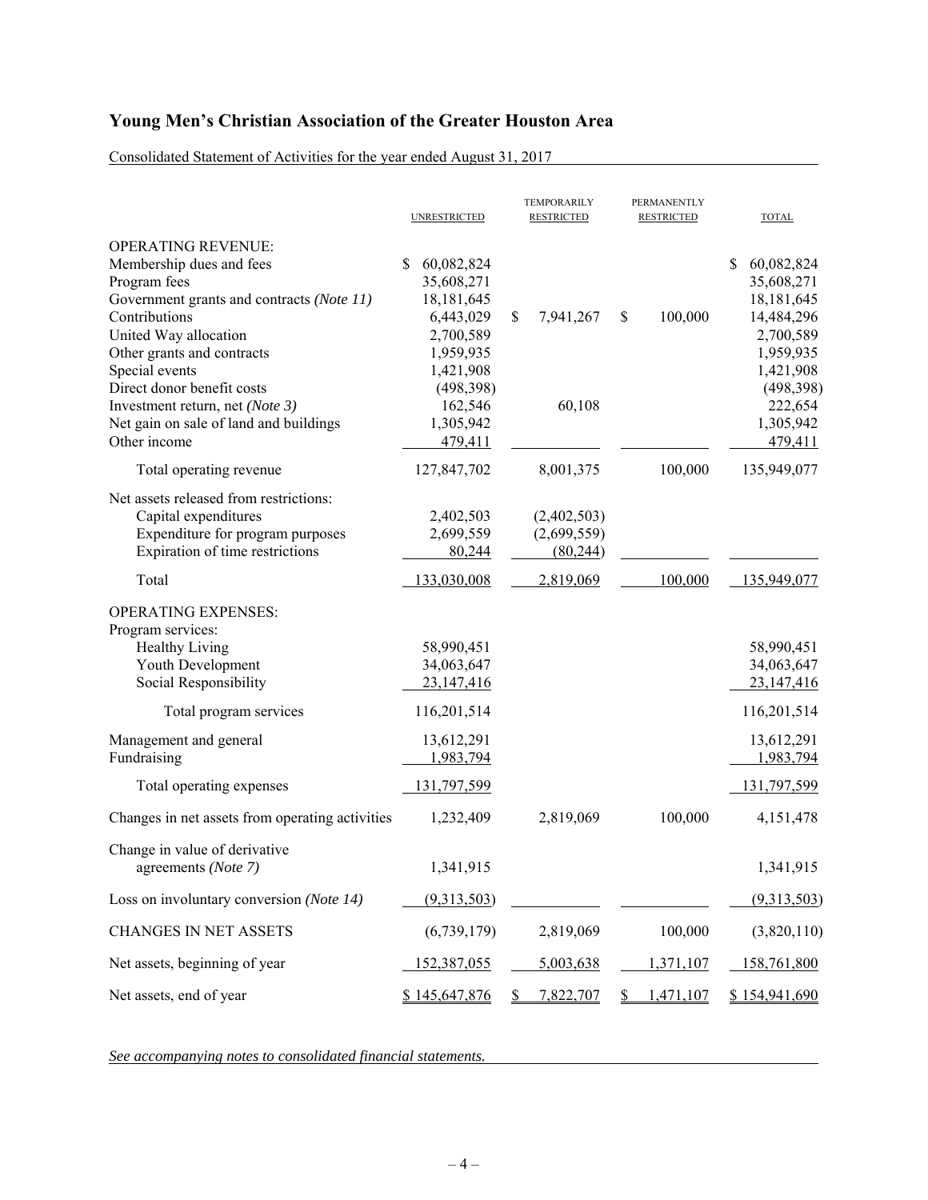# Young Men's Christian Association of the Greater Houston Area

Consolidated Statement of Activities for the year ended August 31, 2017

| | UNRESTRICTED | TEMPORARILY RESTRICTED | PERMANENTLY RESTRICTED | TOTAL |
|---|---|---|---|---|
| OPERATING REVENUE: | | | | |
| Membership dues and fees | $ 60,082,824 | | | $ 60,082,824 |
| Program fees | 35,608,271 | | | 35,608,271 |
| Government grants and contracts *(Note 11)* | 18,181,645 | | | 18,181,645 |
| Contributions | 6,443,029 | $ 7,941,267 | $ 100,000 | 14,484,296 |
| United Way allocation | 2,700,589 | | | 2,700,589 |
| Other grants and contracts | 1,959,935 | | | 1,959,935 |
| Special events | 1,421,908 | | | 1,421,908 |
| Direct donor benefit costs | (498,398) | | | (498,398) |
| Investment return, net *(Note 3)* | 162,546 | 60,108 | | 222,654 |
| Net gain on sale of land and buildings | 1,305,942 | | | 1,305,942 |
| Other income | 479,411 | | | 479,411 |
| Total operating revenue | 127,847,702 | 8,001,375 | 100,000 | 135,949,077 |
| Net assets released from restrictions: | | | | |
| Capital expenditures | 2,402,503 | (2,402,503) | | |
| Expenditure for program purposes | 2,699,559 | (2,699,559) | | |
| Expiration of time restrictions | 80,244 | (80,244) | | |
| Total | 133,030,008 | 2,819,069 | 100,000 | 135,949,077 |
| OPERATING EXPENSES: | | | | |
| Program services: | | | | |
| Healthy Living | 58,990,451 | | | 58,990,451 |
| Youth Development | 34,063,647 | | | 34,063,647 |
| Social Responsibility | 23,147,416 | | | 23,147,416 |
| Total program services | 116,201,514 | | | 116,201,514 |
| Management and general | 13,612,291 | | | 13,612,291 |
| Fundraising | 1,983,794 | | | 1,983,794 |
| Total operating expenses | 131,797,599 | | | 131,797,599 |
| Changes in net assets from operating activities | 1,232,409 | 2,819,069 | 100,000 | 4,151,478 |
| Change in value of derivative agreements *(Note 7)* | 1,341,915 | | | 1,341,915 |
| Loss on involuntary conversion *(Note 14)* | (9,313,503) | | | (9,313,503) |
| CHANGES IN NET ASSETS | (6,739,179) | 2,819,069 | 100,000 | (3,820,110) |
| Net assets, beginning of year | 152,387,055 | 5,003,638 | 1,371,107 | 158,761,800 |
| Net assets, end of year | $ 145,647,876 | $ 7,822,707 | $ 1,471,107 | $ 154,941,690 |

*See accompanying notes to consolidated financial statements.*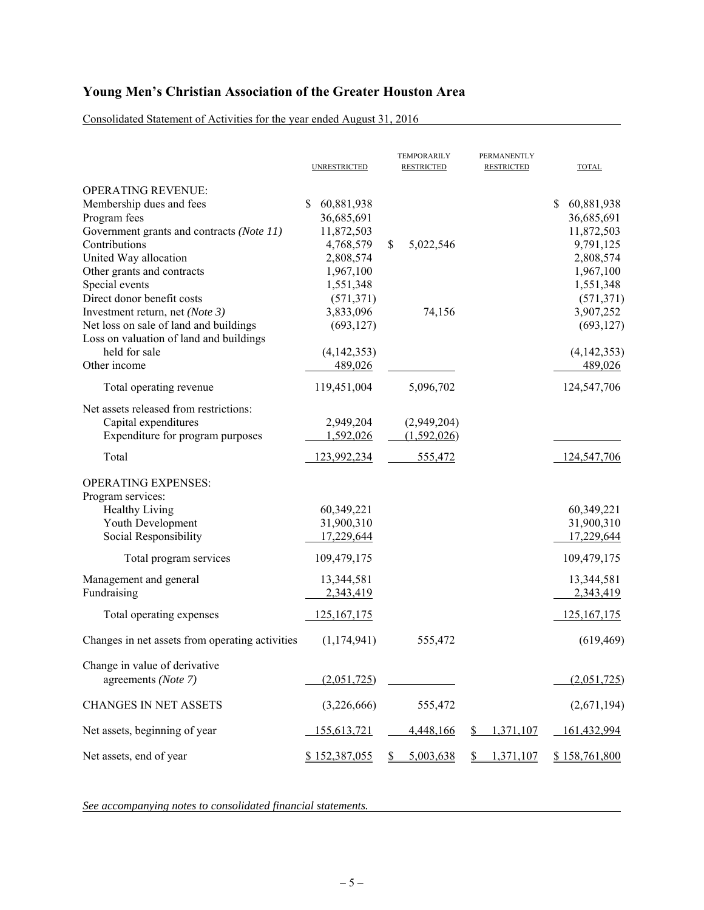# Young Men's Christian Association of the Greater Houston Area

Consolidated Statement of Activities for the year ended August 31, 2016

| | UNRESTRICTED | TEMPORARILY RESTRICTED | PERMANENTLY RESTRICTED | TOTAL |
|---|---|---|---|---|
| OPERATING REVENUE: | | | | |
| Membership dues and fees | $ 60,881,938 | | | $ 60,881,938 |
| Program fees | 36,685,691 | | | 36,685,691 |
| Government grants and contracts *(Note 11)* | 11,872,503 | | | 11,872,503 |
| Contributions | 4,768,579 | $ 5,022,546 | | 9,791,125 |
| United Way allocation | 2,808,574 | | | 2,808,574 |
| Other grants and contracts | 1,967,100 | | | 1,967,100 |
| Special events | 1,551,348 | | | 1,551,348 |
| Direct donor benefit costs | (571,371) | | | (571,371) |
| Investment return, net *(Note 3)* | 3,833,096 | 74,156 | | 3,907,252 |
| Net loss on sale of land and buildings | (693,127) | | | (693,127) |
| Loss on valuation of land and buildings held for sale | (4,142,353) | | | (4,142,353) |
| Other income | 489,026 | | | 489,026 |
| Total operating revenue | 119,451,004 | 5,096,702 | | 124,547,706 |
| Net assets released from restrictions: | | | | |
| Capital expenditures | 2,949,204 | (2,949,204) | | |
| Expenditure for program purposes | 1,592,026 | (1,592,026) | | |
| Total | 123,992,234 | 555,472 | | 124,547,706 |
| OPERATING EXPENSES: | | | | |
| Program services: | | | | |
| Healthy Living | 60,349,221 | | | 60,349,221 |
| Youth Development | 31,900,310 | | | 31,900,310 |
| Social Responsibility | 17,229,644 | | | 17,229,644 |
| Total program services | 109,479,175 | | | 109,479,175 |
| Management and general | 13,344,581 | | | 13,344,581 |
| Fundraising | 2,343,419 | | | 2,343,419 |
| Total operating expenses | 125,167,175 | | | 125,167,175 |
| Changes in net assets from operating activities | (1,174,941) | 555,472 | | (619,469) |
| Change in value of derivative agreements *(Note 7)* | (2,051,725) | | | (2,051,725) |
| CHANGES IN NET ASSETS | (3,226,666) | 555,472 | | (2,671,194) |
| Net assets, beginning of year | 155,613,721 | 4,448,166 | $ 1,371,107 | 161,432,994 |
| Net assets, end of year | $ 152,387,055 | $ 5,003,638 | $ 1,371,107 | $ 158,761,800 |

*See accompanying notes to consolidated financial statements.*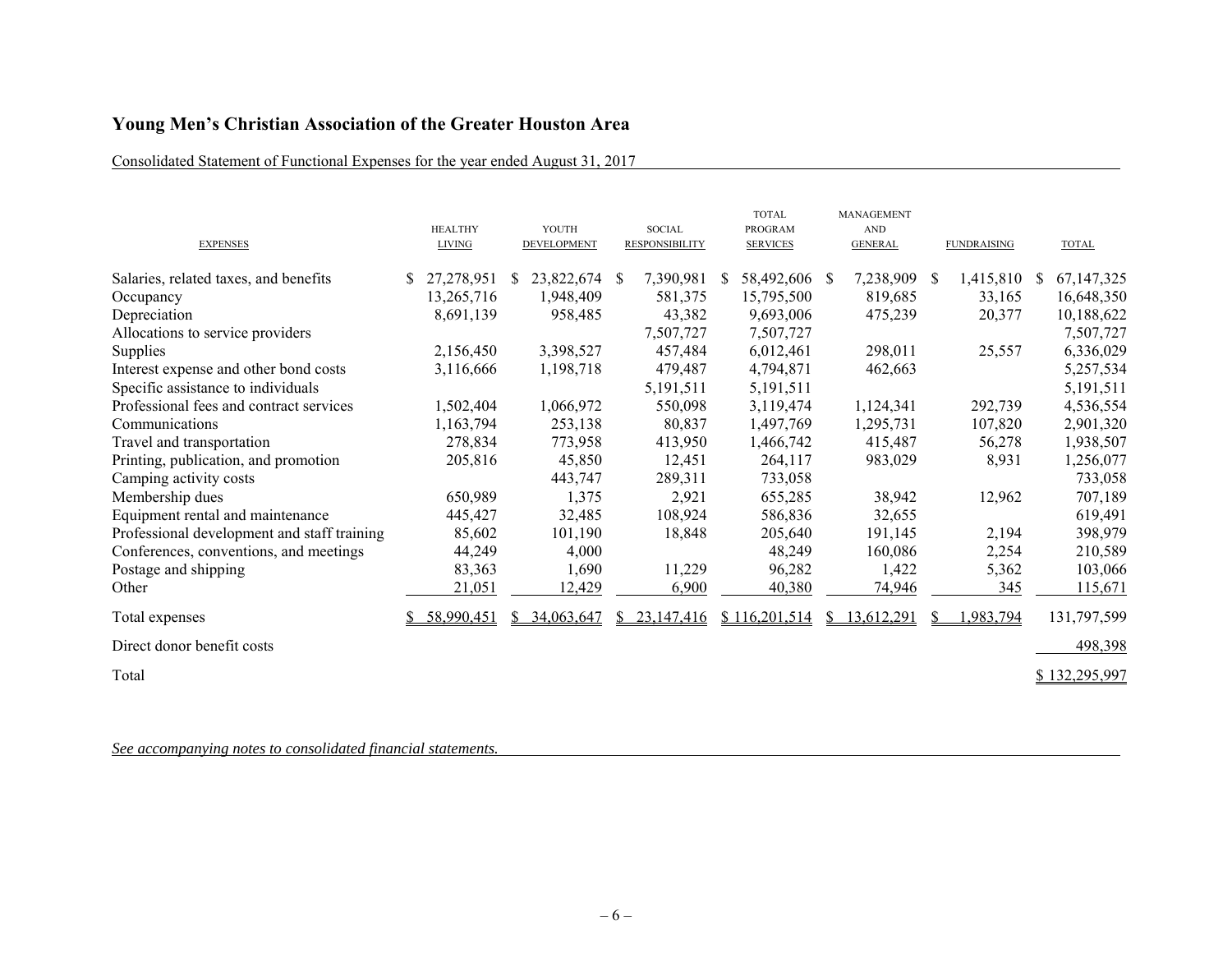## Young Men's Christian Association of the Greater Houston Area

Consolidated Statement of Functional Expenses for the year ended August 31, 2017

| EXPENSES | HEALTHY LIVING | YOUTH DEVELOPMENT | SOCIAL RESPONSIBILITY | TOTAL PROGRAM SERVICES | MANAGEMENT AND GENERAL | FUNDRAISING | TOTAL |
|---|---|---|---|---|---|---|---|
| Salaries, related taxes, and benefits | $ 27,278,951 | $ 23,822,674 | $ 7,390,981 | $ 58,492,606 | $ 7,238,909 | $ 1,415,810 | $ 67,147,325 |
| Occupancy | 13,265,716 | 1,948,409 | 581,375 | 15,795,500 | 819,685 | 33,165 | 16,648,350 |
| Depreciation | 8,691,139 | 958,485 | 43,382 | 9,693,006 | 475,239 | 20,377 | 10,188,622 |
| Allocations to service providers | | | 7,507,727 | 7,507,727 | | | 7,507,727 |
| Supplies | 2,156,450 | 3,398,527 | 457,484 | 6,012,461 | 298,011 | 25,557 | 6,336,029 |
| Interest expense and other bond costs | 3,116,666 | 1,198,718 | 479,487 | 4,794,871 | 462,663 | | 5,257,534 |
| Specific assistance to individuals | | | 5,191,511 | 5,191,511 | | | 5,191,511 |
| Professional fees and contract services | 1,502,404 | 1,066,972 | 550,098 | 3,119,474 | 1,124,341 | 292,739 | 4,536,554 |
| Communications | 1,163,794 | 253,138 | 80,837 | 1,497,769 | 1,295,731 | 107,820 | 2,901,320 |
| Travel and transportation | 278,834 | 773,958 | 413,950 | 1,466,742 | 415,487 | 56,278 | 1,938,507 |
| Printing, publication, and promotion | 205,816 | 45,850 | 12,451 | 264,117 | 983,029 | 8,931 | 1,256,077 |
| Camping activity costs | | 443,747 | 289,311 | 733,058 | | | 733,058 |
| Membership dues | 650,989 | 1,375 | 2,921 | 655,285 | 38,942 | 12,962 | 707,189 |
| Equipment rental and maintenance | 445,427 | 32,485 | 108,924 | 586,836 | 32,655 | | 619,491 |
| Professional development and staff training | 85,602 | 101,190 | 18,848 | 205,640 | 191,145 | 2,194 | 398,979 |
| Conferences, conventions, and meetings | 44,249 | 4,000 | | 48,249 | 160,086 | 2,254 | 210,589 |
| Postage and shipping | 83,363 | 1,690 | 11,229 | 96,282 | 1,422 | 5,362 | 103,066 |
| Other | 21,051 | 12,429 | 6,900 | 40,380 | 74,946 | 345 | 115,671 |
| Total expenses | $ 58,990,451 | $ 34,063,647 | $ 23,147,416 | $ 116,201,514 | $ 13,612,291 | $ 1,983,794 | 131,797,599 |
| Direct donor benefit costs | | | | | | | 498,398 |
| Total | | | | | | | $ 132,295,997 |

*See accompanying notes to consolidated financial statements.*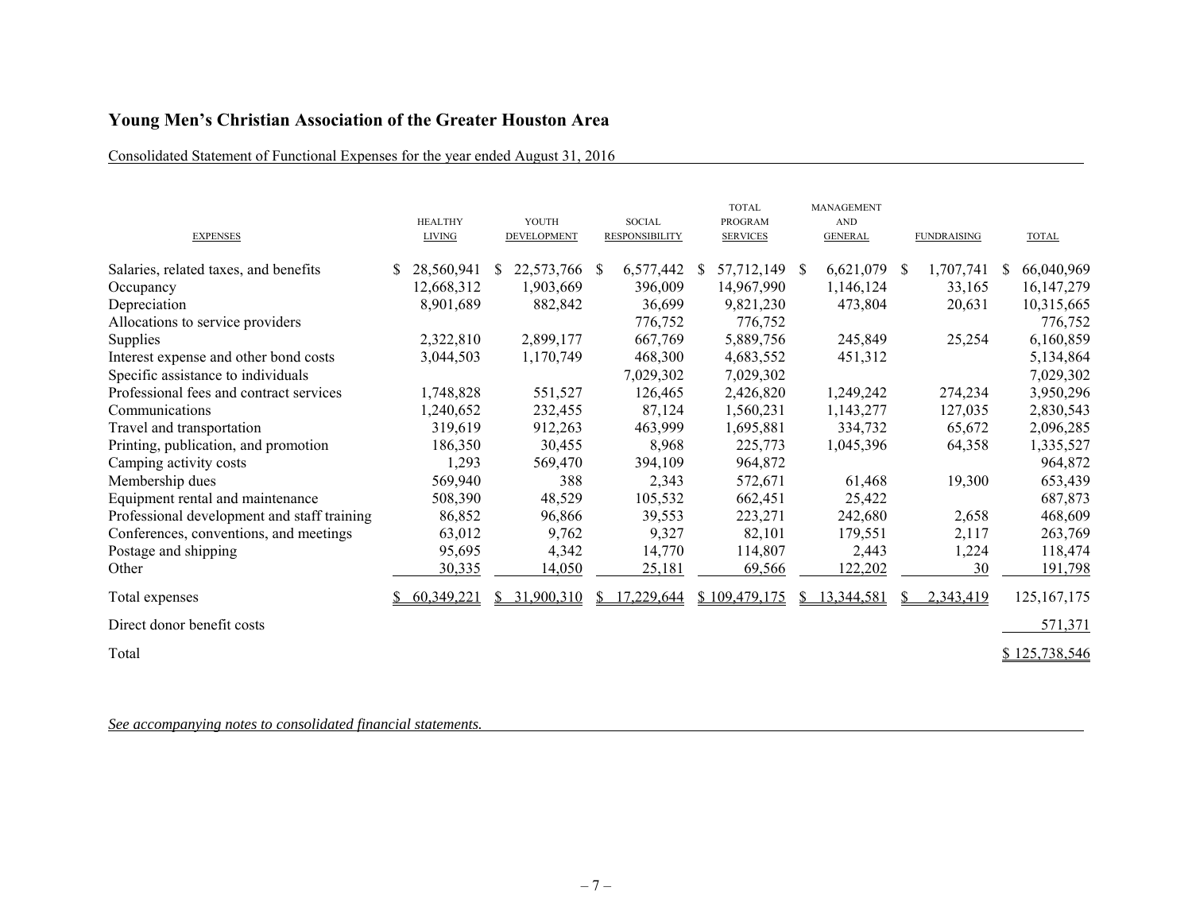# Young Men's Christian Association of the Greater Houston Area

Consolidated Statement of Functional Expenses for the year ended August 31, 2016

| EXPENSES | HEALTHY LIVING | YOUTH DEVELOPMENT | SOCIAL RESPONSIBILITY | TOTAL PROGRAM SERVICES | MANAGEMENT AND GENERAL | FUNDRAISING | TOTAL |
|---|---|---|---|---|---|---|---|
| Salaries, related taxes, and benefits | $ 28,560,941 | $ 22,573,766 | $ 6,577,442 | $ 57,712,149 | $ 6,621,079 | $ 1,707,741 | $ 66,040,969 |
| Occupancy | 12,668,312 | 1,903,669 | 396,009 | 14,967,990 | 1,146,124 | 33,165 | 16,147,279 |
| Depreciation | 8,901,689 | 882,842 | 36,699 | 9,821,230 | 473,804 | 20,631 | 10,315,665 |
| Allocations to service providers | | | 776,752 | 776,752 | | | 776,752 |
| Supplies | 2,322,810 | 2,899,177 | 667,769 | 5,889,756 | 245,849 | 25,254 | 6,160,859 |
| Interest expense and other bond costs | 3,044,503 | 1,170,749 | 468,300 | 4,683,552 | 451,312 | | 5,134,864 |
| Specific assistance to individuals | | | 7,029,302 | 7,029,302 | | | 7,029,302 |
| Professional fees and contract services | 1,748,828 | 551,527 | 126,465 | 2,426,820 | 1,249,242 | 274,234 | 3,950,296 |
| Communications | 1,240,652 | 232,455 | 87,124 | 1,560,231 | 1,143,277 | 127,035 | 2,830,543 |
| Travel and transportation | 319,619 | 912,263 | 463,999 | 1,695,881 | 334,732 | 65,672 | 2,096,285 |
| Printing, publication, and promotion | 186,350 | 30,455 | 8,968 | 225,773 | 1,045,396 | 64,358 | 1,335,527 |
| Camping activity costs | 1,293 | 569,470 | 394,109 | 964,872 | | | 964,872 |
| Membership dues | 569,940 | 388 | 2,343 | 572,671 | 61,468 | 19,300 | 653,439 |
| Equipment rental and maintenance | 508,390 | 48,529 | 105,532 | 662,451 | 25,422 | | 687,873 |
| Professional development and staff training | 86,852 | 96,866 | 39,553 | 223,271 | 242,680 | 2,658 | 468,609 |
| Conferences, conventions, and meetings | 63,012 | 9,762 | 9,327 | 82,101 | 179,551 | 2,117 | 263,769 |
| Postage and shipping | 95,695 | 4,342 | 14,770 | 114,807 | 2,443 | 1,224 | 118,474 |
| Other | 30,335 | 14,050 | 25,181 | 69,566 | 122,202 | 30 | 191,798 |
| Total expenses | $ 60,349,221 | $ 31,900,310 | $ 17,229,644 | $ 109,479,175 | $ 13,344,581 | $ 2,343,419 | 125,167,175 |
| Direct donor benefit costs | | | | | | | 571,371 |
| Total | | | | | | | $ 125,738,546 |

*See accompanying notes to consolidated financial statements.*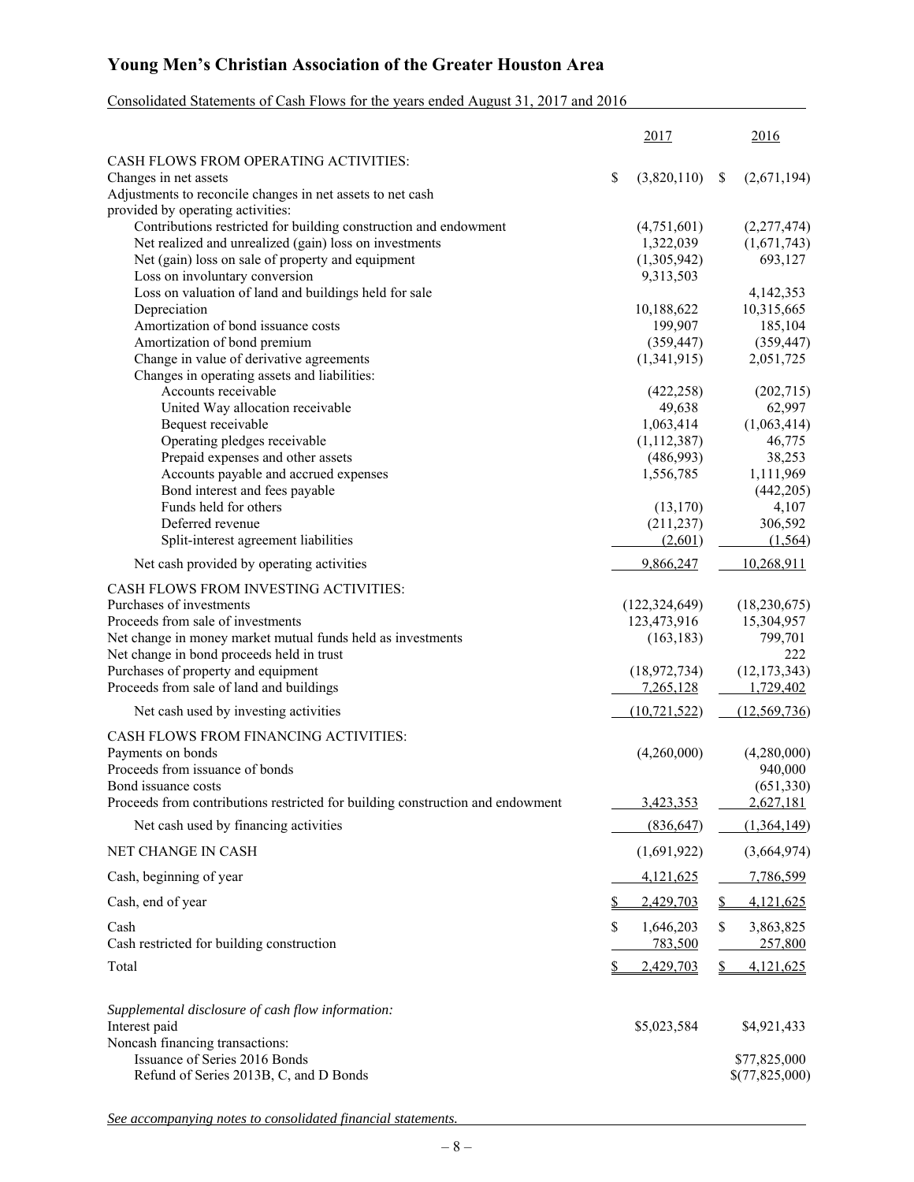# Young Men's Christian Association of the Greater Houston Area

Consolidated Statements of Cash Flows for the years ended August 31, 2017 and 2016

| | 2017 | 2016 |
|---|---|---|
| CASH FLOWS FROM OPERATING ACTIVITIES: | | |
| Changes in net assets | $ (3,820,110) | $ (2,671,194) |
| Adjustments to reconcile changes in net assets to net cash provided by operating activities: | | |
| Contributions restricted for building construction and endowment | (4,751,601) | (2,277,474) |
| Net realized and unrealized (gain) loss on investments | 1,322,039 | (1,671,743) |
| Net (gain) loss on sale of property and equipment | (1,305,942) | 693,127 |
| Loss on involuntary conversion | 9,313,503 | |
| Loss on valuation of land and buildings held for sale | | 4,142,353 |
| Depreciation | 10,188,622 | 10,315,665 |
| Amortization of bond issuance costs | 199,907 | 185,104 |
| Amortization of bond premium | (359,447) | (359,447) |
| Change in value of derivative agreements | (1,341,915) | 2,051,725 |
| Changes in operating assets and liabilities: | | |
| Accounts receivable | (422,258) | (202,715) |
| United Way allocation receivable | 49,638 | 62,997 |
| Bequest receivable | 1,063,414 | (1,063,414) |
| Operating pledges receivable | (1,112,387) | 46,775 |
| Prepaid expenses and other assets | (486,993) | 38,253 |
| Accounts payable and accrued expenses | 1,556,785 | 1,111,969 |
| Bond interest and fees payable | | (442,205) |
| Funds held for others | (13,170) | 4,107 |
| Deferred revenue | (211,237) | 306,592 |
| Split-interest agreement liabilities | (2,601) | (1,564) |
| Net cash provided by operating activities | 9,866,247 | 10,268,911 |
| CASH FLOWS FROM INVESTING ACTIVITIES: | | |
| Purchases of investments | (122,324,649) | (18,230,675) |
| Proceeds from sale of investments | 123,473,916 | 15,304,957 |
| Net change in money market mutual funds held as investments | (163,183) | 799,701 |
| Net change in bond proceeds held in trust | | 222 |
| Purchases of property and equipment | (18,972,734) | (12,173,343) |
| Proceeds from sale of land and buildings | 7,265,128 | 1,729,402 |
| Net cash used by investing activities | (10,721,522) | (12,569,736) |
| CASH FLOWS FROM FINANCING ACTIVITIES: | | |
| Payments on bonds | (4,260,000) | (4,280,000) |
| Proceeds from issuance of bonds | | 940,000 |
| Bond issuance costs | | (651,330) |
| Proceeds from contributions restricted for building construction and endowment | 3,423,353 | 2,627,181 |
| Net cash used by financing activities | (836,647) | (1,364,149) |
| NET CHANGE IN CASH | (1,691,922) | (3,664,974) |
| Cash, beginning of year | 4,121,625 | 7,786,599 |
| Cash, end of year | $ 2,429,703 | $ 4,121,625 |
| Cash | $ 1,646,203 | $ 3,863,825 |
| Cash restricted for building construction | 783,500 | 257,800 |
| Total | $ 2,429,703 | $ 4,121,625 |

| | 2017 | 2016 |
|---|---|---|
| *Supplemental disclosure of cash flow information:* | | |
| Interest paid | $5,023,584 | $4,921,433 |
| Noncash financing transactions: | | |
| Issuance of Series 2016 Bonds | | $77,825,000 |
| Refund of Series 2013B, C, and D Bonds | | $(77,825,000) |

*See accompanying notes to consolidated financial statements.*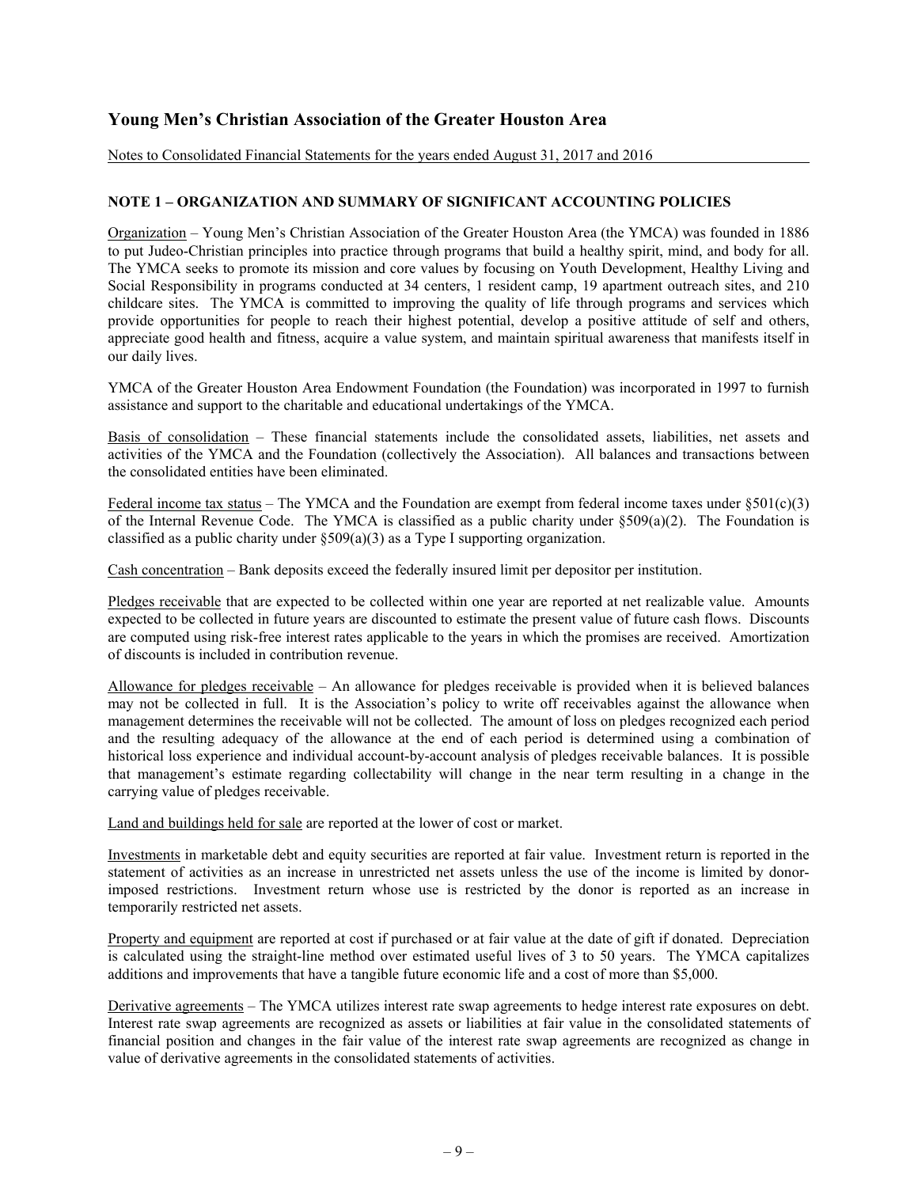# Young Men's Christian Association of the Greater Houston Area

Notes to Consolidated Financial Statements for the years ended August 31, 2017 and 2016

## NOTE 1 – ORGANIZATION AND SUMMARY OF SIGNIFICANT ACCOUNTING POLICIES

Organization – Young Men's Christian Association of the Greater Houston Area (the YMCA) was founded in 1886 to put Judeo-Christian principles into practice through programs that build a healthy spirit, mind, and body for all. The YMCA seeks to promote its mission and core values by focusing on Youth Development, Healthy Living and Social Responsibility in programs conducted at 34 centers, 1 resident camp, 19 apartment outreach sites, and 210 childcare sites. The YMCA is committed to improving the quality of life through programs and services which provide opportunities for people to reach their highest potential, develop a positive attitude of self and others, appreciate good health and fitness, acquire a value system, and maintain spiritual awareness that manifests itself in our daily lives.

YMCA of the Greater Houston Area Endowment Foundation (the Foundation) was incorporated in 1997 to furnish assistance and support to the charitable and educational undertakings of the YMCA.

Basis of consolidation – These financial statements include the consolidated assets, liabilities, net assets and activities of the YMCA and the Foundation (collectively the Association). All balances and transactions between the consolidated entities have been eliminated.

Federal income tax status – The YMCA and the Foundation are exempt from federal income taxes under §501(c)(3) of the Internal Revenue Code. The YMCA is classified as a public charity under §509(a)(2). The Foundation is classified as a public charity under §509(a)(3) as a Type I supporting organization.

Cash concentration – Bank deposits exceed the federally insured limit per depositor per institution.

Pledges receivable that are expected to be collected within one year are reported at net realizable value. Amounts expected to be collected in future years are discounted to estimate the present value of future cash flows. Discounts are computed using risk-free interest rates applicable to the years in which the promises are received. Amortization of discounts is included in contribution revenue.

Allowance for pledges receivable – An allowance for pledges receivable is provided when it is believed balances may not be collected in full. It is the Association's policy to write off receivables against the allowance when management determines the receivable will not be collected. The amount of loss on pledges recognized each period and the resulting adequacy of the allowance at the end of each period is determined using a combination of historical loss experience and individual account-by-account analysis of pledges receivable balances. It is possible that management's estimate regarding collectability will change in the near term resulting in a change in the carrying value of pledges receivable.

Land and buildings held for sale are reported at the lower of cost or market.

Investments in marketable debt and equity securities are reported at fair value. Investment return is reported in the statement of activities as an increase in unrestricted net assets unless the use of the income is limited by donor-imposed restrictions. Investment return whose use is restricted by the donor is reported as an increase in temporarily restricted net assets.

Property and equipment are reported at cost if purchased or at fair value at the date of gift if donated. Depreciation is calculated using the straight-line method over estimated useful lives of 3 to 50 years. The YMCA capitalizes additions and improvements that have a tangible future economic life and a cost of more than $5,000.

Derivative agreements – The YMCA utilizes interest rate swap agreements to hedge interest rate exposures on debt. Interest rate swap agreements are recognized as assets or liabilities at fair value in the consolidated statements of financial position and changes in the fair value of the interest rate swap agreements are recognized as change in value of derivative agreements in the consolidated statements of activities.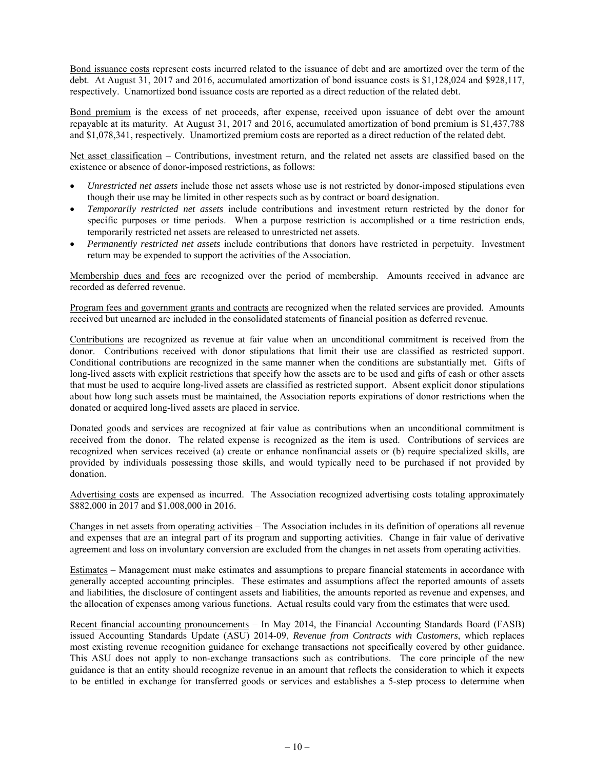Bond issuance costs represent costs incurred related to the issuance of debt and are amortized over the term of the debt. At August 31, 2017 and 2016, accumulated amortization of bond issuance costs is $1,128,024 and $928,117, respectively. Unamortized bond issuance costs are reported as a direct reduction of the related debt.

Bond premium is the excess of net proceeds, after expense, received upon issuance of debt over the amount repayable at its maturity. At August 31, 2017 and 2016, accumulated amortization of bond premium is $1,437,788 and $1,078,341, respectively. Unamortized premium costs are reported as a direct reduction of the related debt.

Net asset classification – Contributions, investment return, and the related net assets are classified based on the existence or absence of donor-imposed restrictions, as follows:

- *Unrestricted net assets* include those net assets whose use is not restricted by donor-imposed stipulations even though their use may be limited in other respects such as by contract or board designation.
- *Temporarily restricted net assets* include contributions and investment return restricted by the donor for specific purposes or time periods. When a purpose restriction is accomplished or a time restriction ends, temporarily restricted net assets are released to unrestricted net assets.
- *Permanently restricted net assets* include contributions that donors have restricted in perpetuity. Investment return may be expended to support the activities of the Association.

Membership dues and fees are recognized over the period of membership. Amounts received in advance are recorded as deferred revenue.

Program fees and government grants and contracts are recognized when the related services are provided. Amounts received but unearned are included in the consolidated statements of financial position as deferred revenue.

Contributions are recognized as revenue at fair value when an unconditional commitment is received from the donor. Contributions received with donor stipulations that limit their use are classified as restricted support. Conditional contributions are recognized in the same manner when the conditions are substantially met. Gifts of long-lived assets with explicit restrictions that specify how the assets are to be used and gifts of cash or other assets that must be used to acquire long-lived assets are classified as restricted support. Absent explicit donor stipulations about how long such assets must be maintained, the Association reports expirations of donor restrictions when the donated or acquired long-lived assets are placed in service.

Donated goods and services are recognized at fair value as contributions when an unconditional commitment is received from the donor. The related expense is recognized as the item is used. Contributions of services are recognized when services received (a) create or enhance nonfinancial assets or (b) require specialized skills, are provided by individuals possessing those skills, and would typically need to be purchased if not provided by donation.

Advertising costs are expensed as incurred. The Association recognized advertising costs totaling approximately $882,000 in 2017 and $1,008,000 in 2016.

Changes in net assets from operating activities – The Association includes in its definition of operations all revenue and expenses that are an integral part of its program and supporting activities. Change in fair value of derivative agreement and loss on involuntary conversion are excluded from the changes in net assets from operating activities.

Estimates – Management must make estimates and assumptions to prepare financial statements in accordance with generally accepted accounting principles. These estimates and assumptions affect the reported amounts of assets and liabilities, the disclosure of contingent assets and liabilities, the amounts reported as revenue and expenses, and the allocation of expenses among various functions. Actual results could vary from the estimates that were used.

Recent financial accounting pronouncements – In May 2014, the Financial Accounting Standards Board (FASB) issued Accounting Standards Update (ASU) 2014-09, *Revenue from Contracts with Customers*, which replaces most existing revenue recognition guidance for exchange transactions not specifically covered by other guidance. This ASU does not apply to non-exchange transactions such as contributions. The core principle of the new guidance is that an entity should recognize revenue in an amount that reflects the consideration to which it expects to be entitled in exchange for transferred goods or services and establishes a 5-step process to determine when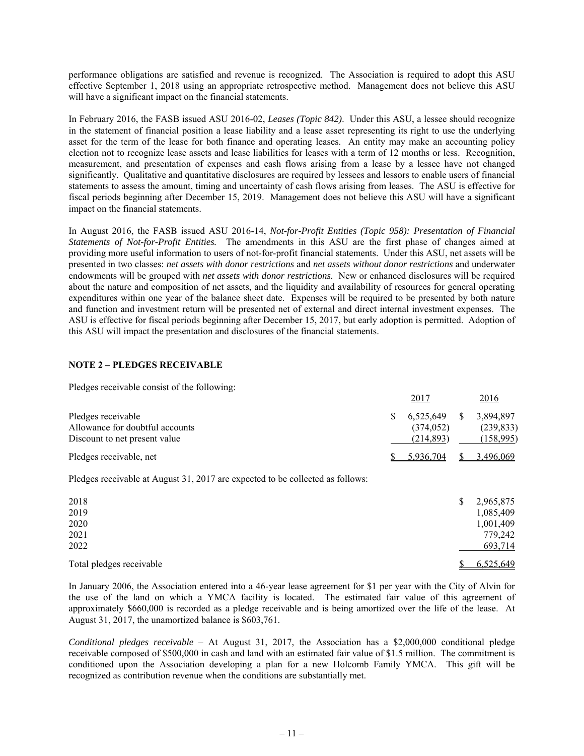performance obligations are satisfied and revenue is recognized. The Association is required to adopt this ASU effective September 1, 2018 using an appropriate retrospective method. Management does not believe this ASU will have a significant impact on the financial statements.

In February 2016, the FASB issued ASU 2016-02, *Leases (Topic 842)*. Under this ASU, a lessee should recognize in the statement of financial position a lease liability and a lease asset representing its right to use the underlying asset for the term of the lease for both finance and operating leases. An entity may make an accounting policy election not to recognize lease assets and lease liabilities for leases with a term of 12 months or less. Recognition, measurement, and presentation of expenses and cash flows arising from a lease by a lessee have not changed significantly. Qualitative and quantitative disclosures are required by lessees and lessors to enable users of financial statements to assess the amount, timing and uncertainty of cash flows arising from leases. The ASU is effective for fiscal periods beginning after December 15, 2019. Management does not believe this ASU will have a significant impact on the financial statements.

In August 2016, the FASB issued ASU 2016-14, *Not-for-Profit Entities (Topic 958): Presentation of Financial Statements of Not-for-Profit Entities.* The amendments in this ASU are the first phase of changes aimed at providing more useful information to users of not-for-profit financial statements. Under this ASU, net assets will be presented in two classes: *net assets with donor restrictions* and *net assets without donor restrictions* and underwater endowments will be grouped with *net assets with donor restrictions.* New or enhanced disclosures will be required about the nature and composition of net assets, and the liquidity and availability of resources for general operating expenditures within one year of the balance sheet date. Expenses will be required to be presented by both nature and function and investment return will be presented net of external and direct internal investment expenses. The ASU is effective for fiscal periods beginning after December 15, 2017, but early adoption is permitted. Adoption of this ASU will impact the presentation and disclosures of the financial statements.

## NOTE 2 – PLEDGES RECEIVABLE

Pledges receivable consist of the following:

| | 2017 | 2016 |
|---|---|---|
| Pledges receivable | $ 6,525,649 | $ 3,894,897 |
| Allowance for doubtful accounts | (374,052) | (239,833) |
| Discount to net present value | (214,893) | (158,995) |
| Pledges receivable, net | $ 5,936,704 | $ 3,496,069 |

Pledges receivable at August 31, 2017 are expected to be collected as follows:

| | |
|---|---|
| 2018 | $ 2,965,875 |
| 2019 | 1,085,409 |
| 2020 | 1,001,409 |
| 2021 | 779,242 |
| 2022 | 693,714 |
| Total pledges receivable | $ 6,525,649 |

In January 2006, the Association entered into a 46-year lease agreement for $1 per year with the City of Alvin for the use of the land on which a YMCA facility is located. The estimated fair value of this agreement of approximately $660,000 is recorded as a pledge receivable and is being amortized over the life of the lease. At August 31, 2017, the unamortized balance is $603,761.

*Conditional pledges receivable* – At August 31, 2017, the Association has a $2,000,000 conditional pledge receivable composed of $500,000 in cash and land with an estimated fair value of $1.5 million. The commitment is conditioned upon the Association developing a plan for a new Holcomb Family YMCA. This gift will be recognized as contribution revenue when the conditions are substantially met.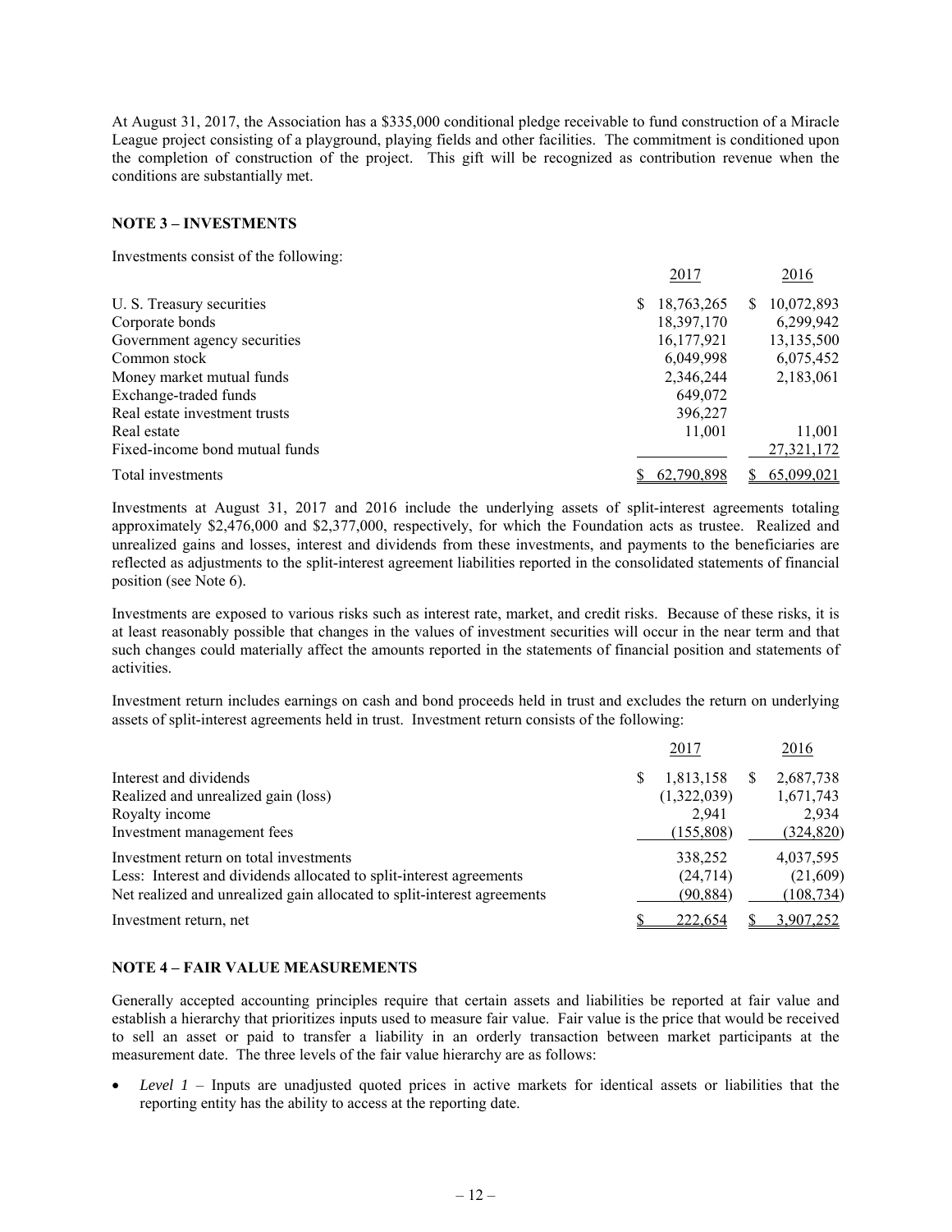At August 31, 2017, the Association has a $335,000 conditional pledge receivable to fund construction of a Miracle League project consisting of a playground, playing fields and other facilities. The commitment is conditioned upon the completion of construction of the project. This gift will be recognized as contribution revenue when the conditions are substantially met.

## NOTE 3 – INVESTMENTS

Investments consist of the following:

| | 2017 | 2016 |
|---|---|---|
| U. S. Treasury securities | $ 18,763,265 | $ 10,072,893 |
| Corporate bonds | 18,397,170 | 6,299,942 |
| Government agency securities | 16,177,921 | 13,135,500 |
| Common stock | 6,049,998 | 6,075,452 |
| Money market mutual funds | 2,346,244 | 2,183,061 |
| Exchange-traded funds | 649,072 | |
| Real estate investment trusts | 396,227 | |
| Real estate | 11,001 | 11,001 |
| Fixed-income bond mutual funds | | 27,321,172 |
| Total investments | $ 62,790,898 | $ 65,099,021 |

Investments at August 31, 2017 and 2016 include the underlying assets of split-interest agreements totaling approximately $2,476,000 and $2,377,000, respectively, for which the Foundation acts as trustee. Realized and unrealized gains and losses, interest and dividends from these investments, and payments to the beneficiaries are reflected as adjustments to the split-interest agreement liabilities reported in the consolidated statements of financial position (see Note 6).

Investments are exposed to various risks such as interest rate, market, and credit risks. Because of these risks, it is at least reasonably possible that changes in the values of investment securities will occur in the near term and that such changes could materially affect the amounts reported in the statements of financial position and statements of activities.

Investment return includes earnings on cash and bond proceeds held in trust and excludes the return on underlying assets of split-interest agreements held in trust. Investment return consists of the following:

| | 2017 | 2016 |
|---|---|---|
| Interest and dividends | $ 1,813,158 | $ 2,687,738 |
| Realized and unrealized gain (loss) | (1,322,039) | 1,671,743 |
| Royalty income | 2,941 | 2,934 |
| Investment management fees | (155,808) | (324,820) |
| Investment return on total investments | 338,252 | 4,037,595 |
| Less: Interest and dividends allocated to split-interest agreements | (24,714) | (21,609) |
| Net realized and unrealized gain allocated to split-interest agreements | (90,884) | (108,734) |
| Investment return, net | $ 222,654 | $ 3,907,252 |

## NOTE 4 – FAIR VALUE MEASUREMENTS

Generally accepted accounting principles require that certain assets and liabilities be reported at fair value and establish a hierarchy that prioritizes inputs used to measure fair value. Fair value is the price that would be received to sell an asset or paid to transfer a liability in an orderly transaction between market participants at the measurement date. The three levels of the fair value hierarchy are as follows:

- *Level 1* – Inputs are unadjusted quoted prices in active markets for identical assets or liabilities that the reporting entity has the ability to access at the reporting date.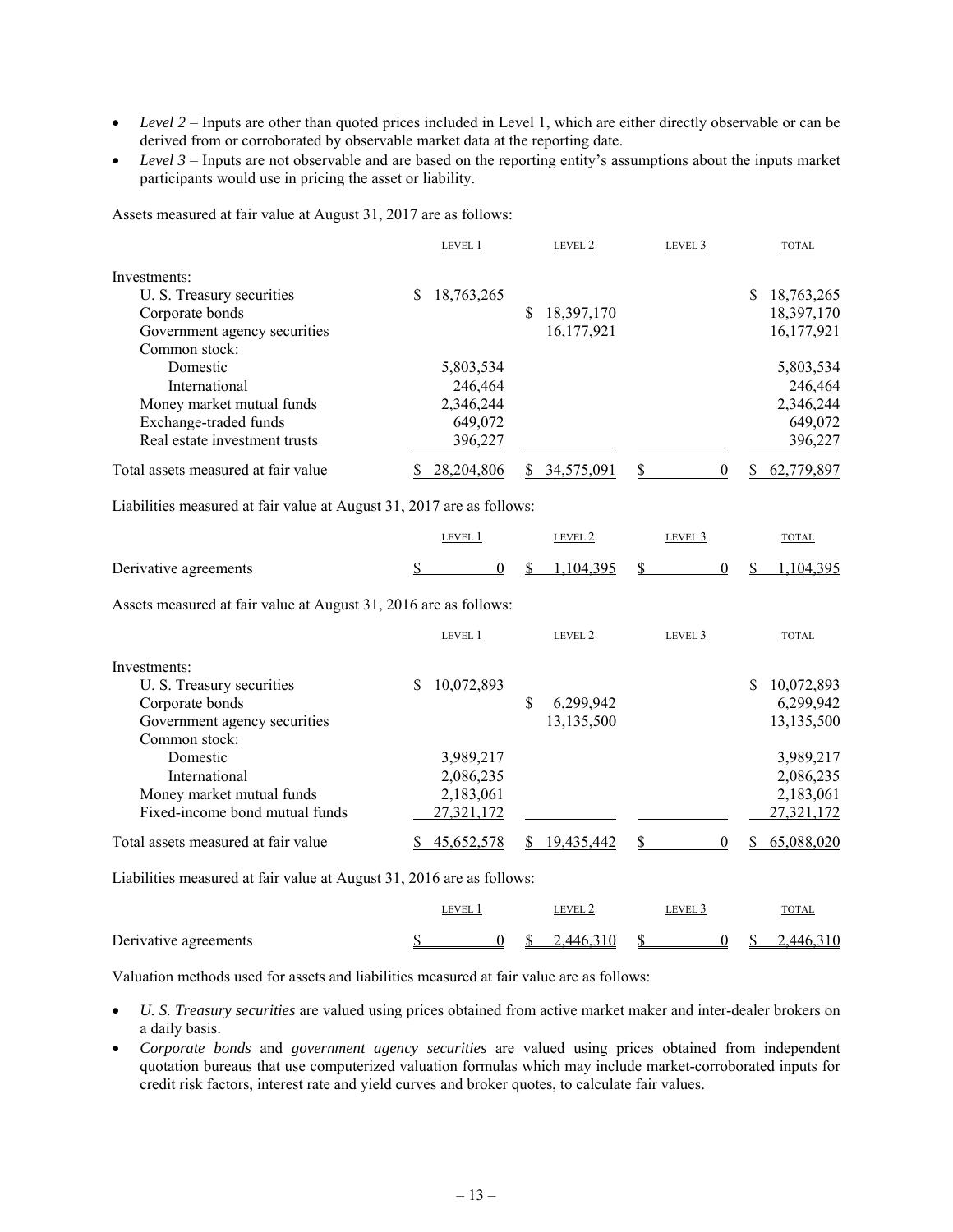- *Level 2* – Inputs are other than quoted prices included in Level 1, which are either directly observable or can be derived from or corroborated by observable market data at the reporting date.
- *Level 3* – Inputs are not observable and are based on the reporting entity's assumptions about the inputs market participants would use in pricing the asset or liability.

Assets measured at fair value at August 31, 2017 are as follows:

| | LEVEL 1 | LEVEL 2 | LEVEL 3 | TOTAL |
|---|---|---|---|---|
| Investments: | | | | |
| U. S. Treasury securities | $ 18,763,265 | | | $ 18,763,265 |
| Corporate bonds | | $ 18,397,170 | | 18,397,170 |
| Government agency securities | | 16,177,921 | | 16,177,921 |
| Common stock: | | | | |
| Domestic | 5,803,534 | | | 5,803,534 |
| International | 246,464 | | | 246,464 |
| Money market mutual funds | 2,346,244 | | | 2,346,244 |
| Exchange-traded funds | 649,072 | | | 649,072 |
| Real estate investment trusts | 396,227 | | | 396,227 |
| Total assets measured at fair value | $ 28,204,806 | $ 34,575,091 | $ 0 | $ 62,779,897 |

Liabilities measured at fair value at August 31, 2017 are as follows:

| | LEVEL 1 | LEVEL 2 | LEVEL 3 | TOTAL |
|---|---|---|---|---|
| Derivative agreements | $ 0 | $ 1,104,395 | $ 0 | $ 1,104,395 |

Assets measured at fair value at August 31, 2016 are as follows:

| | LEVEL 1 | LEVEL 2 | LEVEL 3 | TOTAL |
|---|---|---|---|---|
| Investments: | | | | |
| U. S. Treasury securities | $ 10,072,893 | | | $ 10,072,893 |
| Corporate bonds | | $ 6,299,942 | | 6,299,942 |
| Government agency securities | | 13,135,500 | | 13,135,500 |
| Common stock: | | | | |
| Domestic | 3,989,217 | | | 3,989,217 |
| International | 2,086,235 | | | 2,086,235 |
| Money market mutual funds | 2,183,061 | | | 2,183,061 |
| Fixed-income bond mutual funds | 27,321,172 | | | 27,321,172 |
| Total assets measured at fair value | $ 45,652,578 | $ 19,435,442 | $ 0 | $ 65,088,020 |

Liabilities measured at fair value at August 31, 2016 are as follows:

| | LEVEL 1 | LEVEL 2 | LEVEL 3 | TOTAL |
|---|---|---|---|---|
| Derivative agreements | $ 0 | $ 2,446,310 | $ 0 | $ 2,446,310 |

Valuation methods used for assets and liabilities measured at fair value are as follows:

- *U. S. Treasury securities* are valued using prices obtained from active market maker and inter-dealer brokers on a daily basis.
- *Corporate bonds* and *government agency securities* are valued using prices obtained from independent quotation bureaus that use computerized valuation formulas which may include market-corroborated inputs for credit risk factors, interest rate and yield curves and broker quotes, to calculate fair values.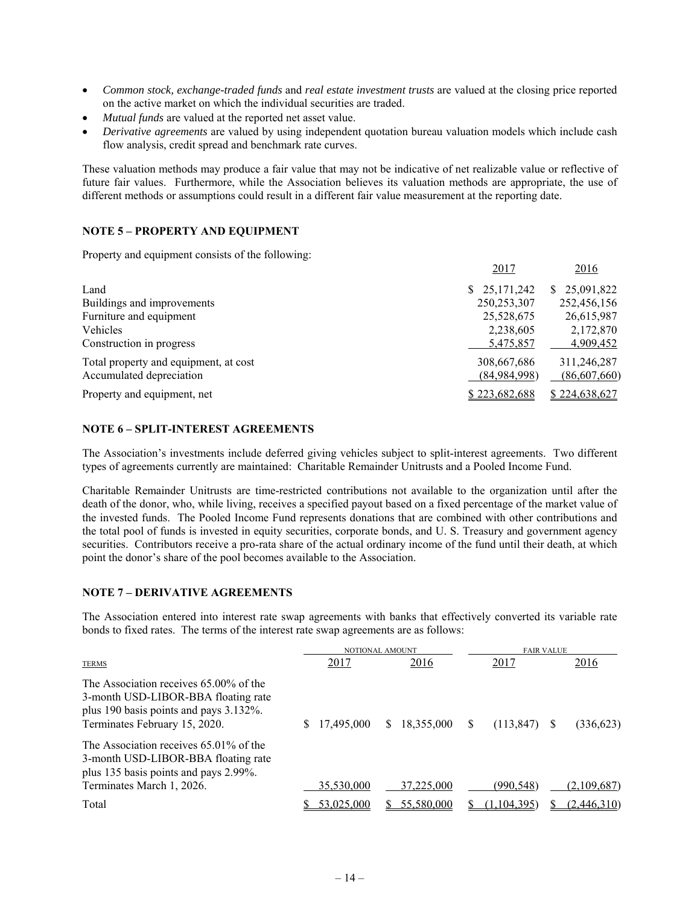- *Common stock, exchange-traded funds* and *real estate investment trusts* are valued at the closing price reported on the active market on which the individual securities are traded.
- *Mutual funds* are valued at the reported net asset value.
- *Derivative agreements* are valued by using independent quotation bureau valuation models which include cash flow analysis, credit spread and benchmark rate curves.

These valuation methods may produce a fair value that may not be indicative of net realizable value or reflective of future fair values. Furthermore, while the Association believes its valuation methods are appropriate, the use of different methods or assumptions could result in a different fair value measurement at the reporting date.

## NOTE 5 – PROPERTY AND EQUIPMENT

Property and equipment consists of the following:

| | 2017 | 2016 |
|---|---|---|
| Land | $ 25,171,242 | $ 25,091,822 |
| Buildings and improvements | 250,253,307 | 252,456,156 |
| Furniture and equipment | 25,528,675 | 26,615,987 |
| Vehicles | 2,238,605 | 2,172,870 |
| Construction in progress | 5,475,857 | 4,909,452 |
| Total property and equipment, at cost | 308,667,686 | 311,246,287 |
| Accumulated depreciation | (84,984,998) | (86,607,660) |
| Property and equipment, net | $ 223,682,688 | $ 224,638,627 |

## NOTE 6 – SPLIT-INTEREST AGREEMENTS

The Association's investments include deferred giving vehicles subject to split-interest agreements. Two different types of agreements currently are maintained: Charitable Remainder Unitrusts and a Pooled Income Fund.

Charitable Remainder Unitrusts are time-restricted contributions not available to the organization until after the death of the donor, who, while living, receives a specified payout based on a fixed percentage of the market value of the invested funds. The Pooled Income Fund represents donations that are combined with other contributions and the total pool of funds is invested in equity securities, corporate bonds, and U. S. Treasury and government agency securities. Contributors receive a pro-rata share of the actual ordinary income of the fund until their death, at which point the donor's share of the pool becomes available to the Association.

## NOTE 7 – DERIVATIVE AGREEMENTS

The Association entered into interest rate swap agreements with banks that effectively converted its variable rate bonds to fixed rates. The terms of the interest rate swap agreements are as follows:

| | NOTIONAL AMOUNT | | FAIR VALUE | |
|---|---|---|---|---|
| TERMS | 2017 | 2016 | 2017 | 2016 |
| The Association receives 65.00% of the 3-month USD-LIBOR-BBA floating rate plus 190 basis points and pays 3.132%. Terminates February 15, 2020. | $ 17,495,000 | $ 18,355,000 | $ (113,847) | $ (336,623) |
| The Association receives 65.01% of the 3-month USD-LIBOR-BBA floating rate plus 135 basis points and pays 2.99%. Terminates March 1, 2026. | 35,530,000 | 37,225,000 | (990,548) | (2,109,687) |
| Total | $ 53,025,000 | $ 55,580,000 | $ (1,104,395) | $ (2,446,310) |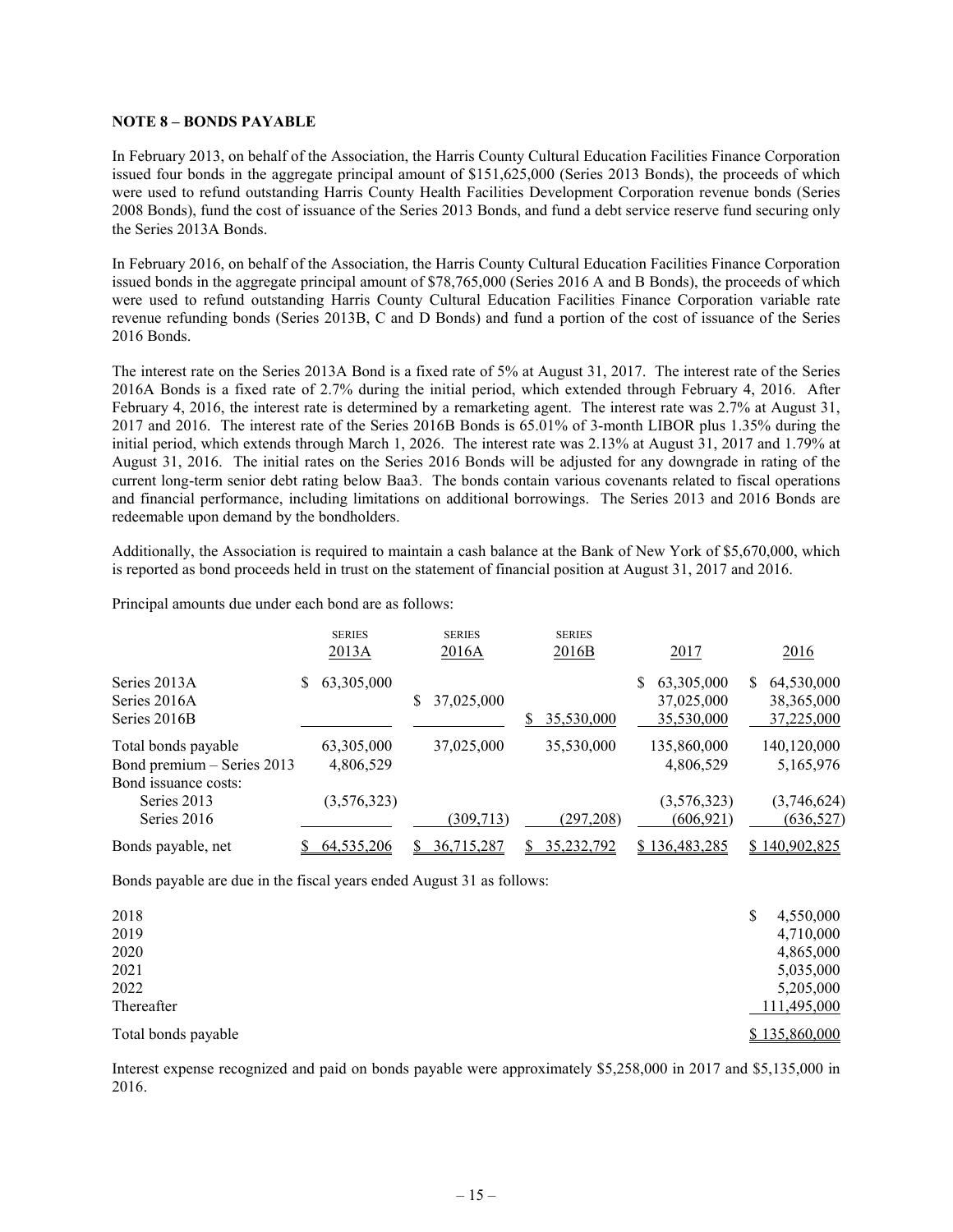### NOTE 8 – BONDS PAYABLE

In February 2013, on behalf of the Association, the Harris County Cultural Education Facilities Finance Corporation issued four bonds in the aggregate principal amount of $151,625,000 (Series 2013 Bonds), the proceeds of which were used to refund outstanding Harris County Health Facilities Development Corporation revenue bonds (Series 2008 Bonds), fund the cost of issuance of the Series 2013 Bonds, and fund a debt service reserve fund securing only the Series 2013A Bonds.

In February 2016, on behalf of the Association, the Harris County Cultural Education Facilities Finance Corporation issued bonds in the aggregate principal amount of $78,765,000 (Series 2016 A and B Bonds), the proceeds of which were used to refund outstanding Harris County Cultural Education Facilities Finance Corporation variable rate revenue refunding bonds (Series 2013B, C and D Bonds) and fund a portion of the cost of issuance of the Series 2016 Bonds.

The interest rate on the Series 2013A Bond is a fixed rate of 5% at August 31, 2017. The interest rate of the Series 2016A Bonds is a fixed rate of 2.7% during the initial period, which extended through February 4, 2016. After February 4, 2016, the interest rate is determined by a remarketing agent. The interest rate was 2.7% at August 31, 2017 and 2016. The interest rate of the Series 2016B Bonds is 65.01% of 3-month LIBOR plus 1.35% during the initial period, which extends through March 1, 2026. The interest rate was 2.13% at August 31, 2017 and 1.79% at August 31, 2016. The initial rates on the Series 2016 Bonds will be adjusted for any downgrade in rating of the current long-term senior debt rating below Baa3. The bonds contain various covenants related to fiscal operations and financial performance, including limitations on additional borrowings. The Series 2013 and 2016 Bonds are redeemable upon demand by the bondholders.

Additionally, the Association is required to maintain a cash balance at the Bank of New York of $5,670,000, which is reported as bond proceeds held in trust on the statement of financial position at August 31, 2017 and 2016.

Principal amounts due under each bond are as follows:

| | SERIES 2013A | SERIES 2016A | SERIES 2016B | 2017 | 2016 |
|---|---|---|---|---|---|
| Series 2013A | $ 63,305,000 | | | $ 63,305,000 | $ 64,530,000 |
| Series 2016A | | $ 37,025,000 | | 37,025,000 | 38,365,000 |
| Series 2016B | | | $ 35,530,000 | 35,530,000 | 37,225,000 |
| Total bonds payable | 63,305,000 | 37,025,000 | 35,530,000 | 135,860,000 | 140,120,000 |
| Bond premium – Series 2013 | 4,806,529 | | | 4,806,529 | 5,165,976 |
| Bond issuance costs: | | | | | |
| Series 2013 | (3,576,323) | | | (3,576,323) | (3,746,624) |
| Series 2016 | | (309,713) | (297,208) | (606,921) | (636,527) |
| Bonds payable, net | $ 64,535,206 | $ 36,715,287 | $ 35,232,792 | $ 136,483,285 | $ 140,902,825 |

Bonds payable are due in the fiscal years ended August 31 as follows:

| | |
|---|---|
| 2018 | $ 4,550,000 |
| 2019 | 4,710,000 |
| 2020 | 4,865,000 |
| 2021 | 5,035,000 |
| 2022 | 5,205,000 |
| Thereafter | 111,495,000 |
| Total bonds payable | $ 135,860,000 |

Interest expense recognized and paid on bonds payable were approximately $5,258,000 in 2017 and $5,135,000 in 2016.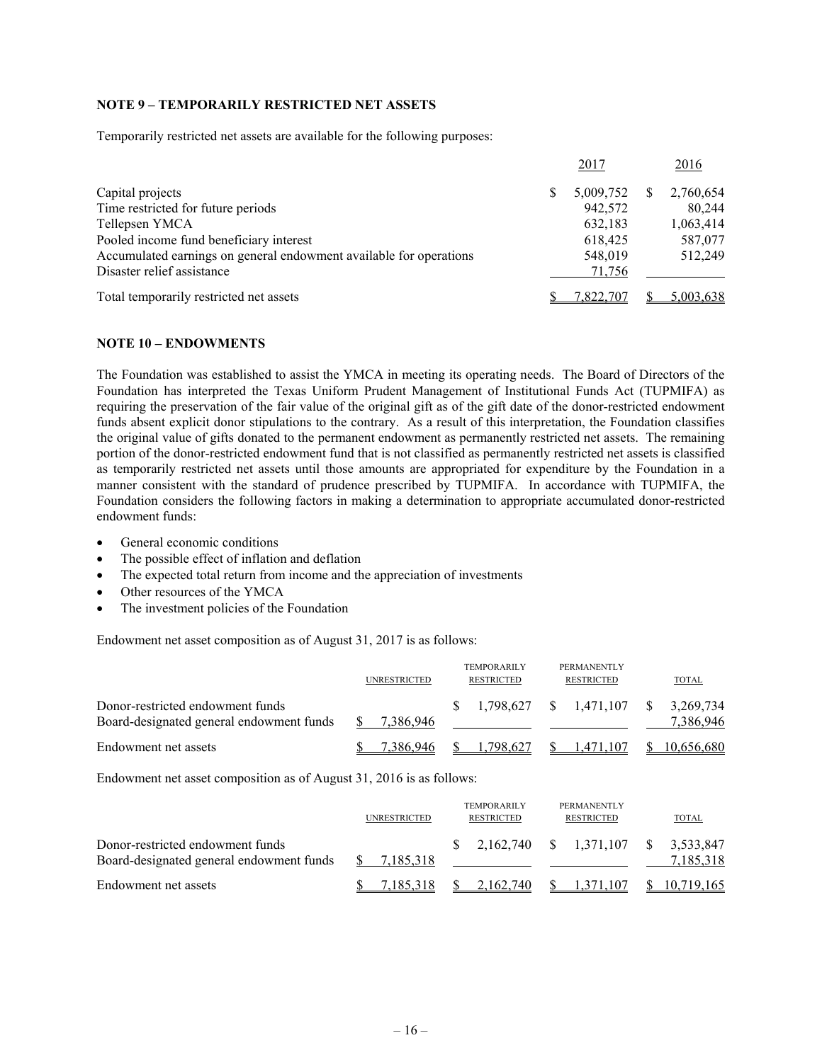### NOTE 9 – TEMPORARILY RESTRICTED NET ASSETS

Temporarily restricted net assets are available for the following purposes:

| | 2017 | 2016 |
|---|---|---|
| Capital projects | $ 5,009,752 | $ 2,760,654 |
| Time restricted for future periods | 942,572 | 80,244 |
| Tellepsen YMCA | 632,183 | 1,063,414 |
| Pooled income fund beneficiary interest | 618,425 | 587,077 |
| Accumulated earnings on general endowment available for operations | 548,019 | 512,249 |
| Disaster relief assistance | 71,756 | |
| Total temporarily restricted net assets | $ 7,822,707 | $ 5,003,638 |

### NOTE 10 – ENDOWMENTS

The Foundation was established to assist the YMCA in meeting its operating needs. The Board of Directors of the Foundation has interpreted the Texas Uniform Prudent Management of Institutional Funds Act (TUPMIFA) as requiring the preservation of the fair value of the original gift as of the gift date of the donor-restricted endowment funds absent explicit donor stipulations to the contrary. As a result of this interpretation, the Foundation classifies the original value of gifts donated to the permanent endowment as permanently restricted net assets. The remaining portion of the donor-restricted endowment fund that is not classified as permanently restricted net assets is classified as temporarily restricted net assets until those amounts are appropriated for expenditure by the Foundation in a manner consistent with the standard of prudence prescribed by TUPMIFA. In accordance with TUPMIFA, the Foundation considers the following factors in making a determination to appropriate accumulated donor-restricted endowment funds:

- General economic conditions
- The possible effect of inflation and deflation
- The expected total return from income and the appreciation of investments
- Other resources of the YMCA
- The investment policies of the Foundation

Endowment net asset composition as of August 31, 2017 is as follows:

| | UNRESTRICTED | TEMPORARILY RESTRICTED | PERMANENTLY RESTRICTED | TOTAL |
|---|---|---|---|---|
| Donor-restricted endowment funds | | $ 1,798,627 | $ 1,471,107 | $ 3,269,734 |
| Board-designated general endowment funds | $ 7,386,946 | | | 7,386,946 |
| Endowment net assets | $ 7,386,946 | $ 1,798,627 | $ 1,471,107 | $ 10,656,680 |

Endowment net asset composition as of August 31, 2016 is as follows:

| | UNRESTRICTED | TEMPORARILY RESTRICTED | PERMANENTLY RESTRICTED | TOTAL |
|---|---|---|---|---|
| Donor-restricted endowment funds | | $ 2,162,740 | $ 1,371,107 | $ 3,533,847 |
| Board-designated general endowment funds | $ 7,185,318 | | | 7,185,318 |
| Endowment net assets | $ 7,185,318 | $ 2,162,740 | $ 1,371,107 | $ 10,719,165 |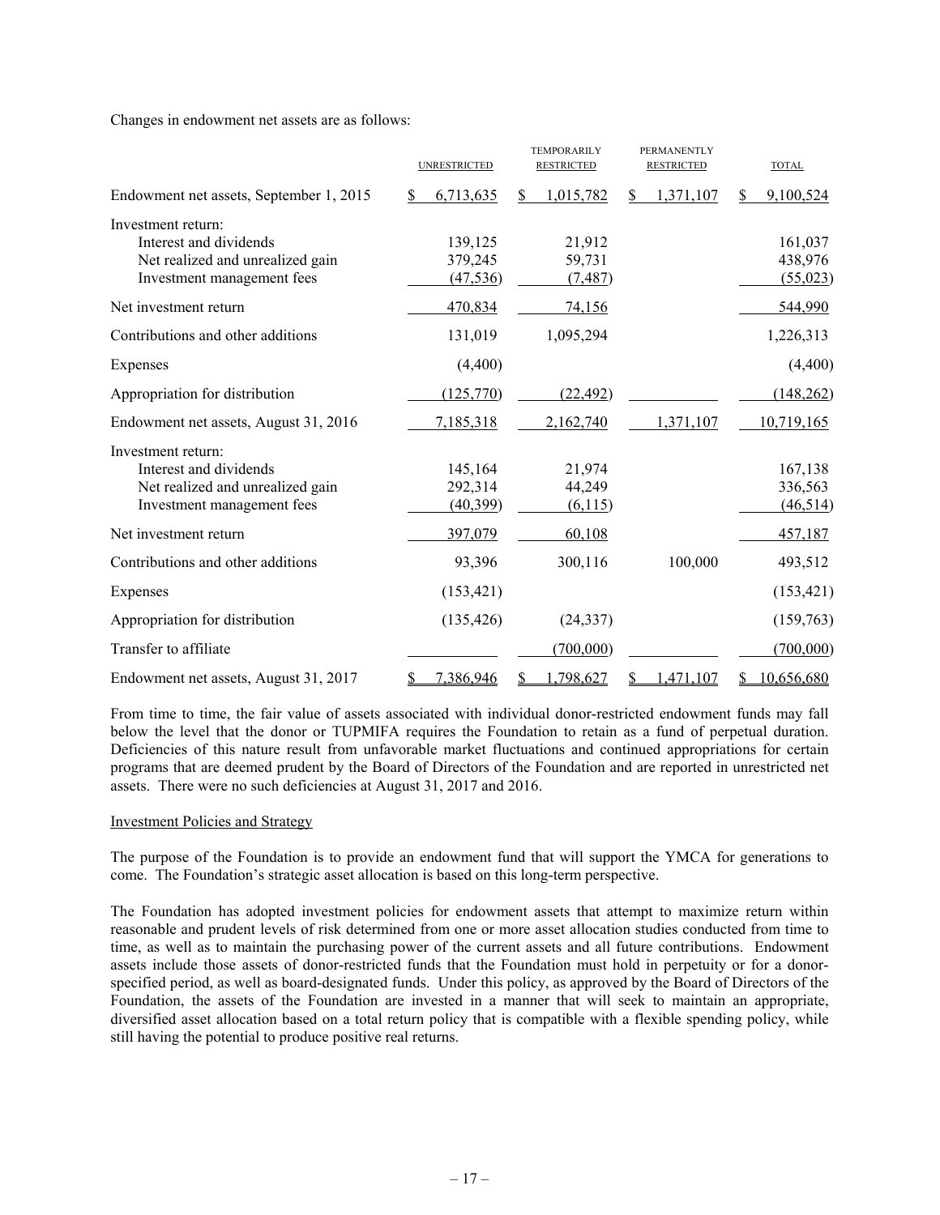Changes in endowment net assets are as follows:

| | UNRESTRICTED | TEMPORARILY RESTRICTED | PERMANENTLY RESTRICTED | TOTAL |
|---|---|---|---|---|
| Endowment net assets, September 1, 2015 | $ 6,713,635 | $ 1,015,782 | $ 1,371,107 | $ 9,100,524 |
| Investment return: | | | | |
| Interest and dividends | 139,125 | 21,912 | | 161,037 |
| Net realized and unrealized gain | 379,245 | 59,731 | | 438,976 |
| Investment management fees | (47,536) | (7,487) | | (55,023) |
| Net investment return | 470,834 | 74,156 | | 544,990 |
| Contributions and other additions | 131,019 | 1,095,294 | | 1,226,313 |
| Expenses | (4,400) | | | (4,400) |
| Appropriation for distribution | (125,770) | (22,492) | | (148,262) |
| Endowment net assets, August 31, 2016 | 7,185,318 | 2,162,740 | 1,371,107 | 10,719,165 |
| Investment return: | | | | |
| Interest and dividends | 145,164 | 21,974 | | 167,138 |
| Net realized and unrealized gain | 292,314 | 44,249 | | 336,563 |
| Investment management fees | (40,399) | (6,115) | | (46,514) |
| Net investment return | 397,079 | 60,108 | | 457,187 |
| Contributions and other additions | 93,396 | 300,116 | 100,000 | 493,512 |
| Expenses | (153,421) | | | (153,421) |
| Appropriation for distribution | (135,426) | (24,337) | | (159,763) |
| Transfer to affiliate | | (700,000) | | (700,000) |
| Endowment net assets, August 31, 2017 | $ 7,386,946 | $ 1,798,627 | $ 1,471,107 | $ 10,656,680 |

From time to time, the fair value of assets associated with individual donor-restricted endowment funds may fall below the level that the donor or TUPMIFA requires the Foundation to retain as a fund of perpetual duration. Deficiencies of this nature result from unfavorable market fluctuations and continued appropriations for certain programs that are deemed prudent by the Board of Directors of the Foundation and are reported in unrestricted net assets. There were no such deficiencies at August 31, 2017 and 2016.

Investment Policies and Strategy

The purpose of the Foundation is to provide an endowment fund that will support the YMCA for generations to come. The Foundation's strategic asset allocation is based on this long-term perspective.

The Foundation has adopted investment policies for endowment assets that attempt to maximize return within reasonable and prudent levels of risk determined from one or more asset allocation studies conducted from time to time, as well as to maintain the purchasing power of the current assets and all future contributions. Endowment assets include those assets of donor-restricted funds that the Foundation must hold in perpetuity or for a donor-specified period, as well as board-designated funds. Under this policy, as approved by the Board of Directors of the Foundation, the assets of the Foundation are invested in a manner that will seek to maintain an appropriate, diversified asset allocation based on a total return policy that is compatible with a flexible spending policy, while still having the potential to produce positive real returns.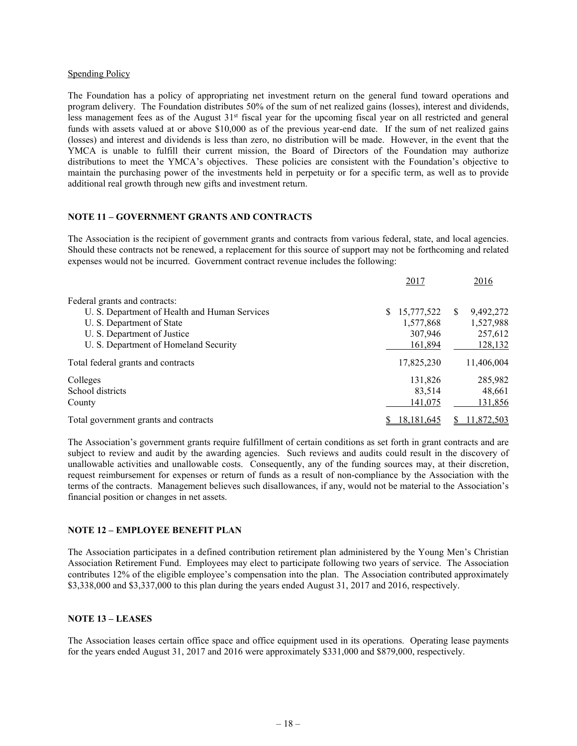Spending Policy

The Foundation has a policy of appropriating net investment return on the general fund toward operations and program delivery. The Foundation distributes 50% of the sum of net realized gains (losses), interest and dividends, less management fees as of the August 31st fiscal year for the upcoming fiscal year on all restricted and general funds with assets valued at or above $10,000 as of the previous year-end date. If the sum of net realized gains (losses) and interest and dividends is less than zero, no distribution will be made. However, in the event that the YMCA is unable to fulfill their current mission, the Board of Directors of the Foundation may authorize distributions to meet the YMCA's objectives. These policies are consistent with the Foundation's objective to maintain the purchasing power of the investments held in perpetuity or for a specific term, as well as to provide additional real growth through new gifts and investment return.

**NOTE 11 – GOVERNMENT GRANTS AND CONTRACTS**

The Association is the recipient of government grants and contracts from various federal, state, and local agencies. Should these contracts not be renewed, a replacement for this source of support may not be forthcoming and related expenses would not be incurred. Government contract revenue includes the following:

| | 2017 | 2016 |
|---|---|---|
| Federal grants and contracts: | | |
| U. S. Department of Health and Human Services | $ 15,777,522 | $ 9,492,272 |
| U. S. Department of State | 1,577,868 | 1,527,988 |
| U. S. Department of Justice | 307,946 | 257,612 |
| U. S. Department of Homeland Security | 161,894 | 128,132 |
| Total federal grants and contracts | 17,825,230 | 11,406,004 |
| Colleges | 131,826 | 285,982 |
| School districts | 83,514 | 48,661 |
| County | 141,075 | 131,856 |
| Total government grants and contracts | $ 18,181,645 | $ 11,872,503 |

The Association's government grants require fulfillment of certain conditions as set forth in grant contracts and are subject to review and audit by the awarding agencies. Such reviews and audits could result in the discovery of unallowable activities and unallowable costs. Consequently, any of the funding sources may, at their discretion, request reimbursement for expenses or return of funds as a result of non-compliance by the Association with the terms of the contracts. Management believes such disallowances, if any, would not be material to the Association's financial position or changes in net assets.

**NOTE 12 – EMPLOYEE BENEFIT PLAN**

The Association participates in a defined contribution retirement plan administered by the Young Men's Christian Association Retirement Fund. Employees may elect to participate following two years of service. The Association contributes 12% of the eligible employee's compensation into the plan. The Association contributed approximately $3,338,000 and $3,337,000 to this plan during the years ended August 31, 2017 and 2016, respectively.

**NOTE 13 – LEASES**

The Association leases certain office space and office equipment used in its operations. Operating lease payments for the years ended August 31, 2017 and 2016 were approximately $331,000 and $879,000, respectively.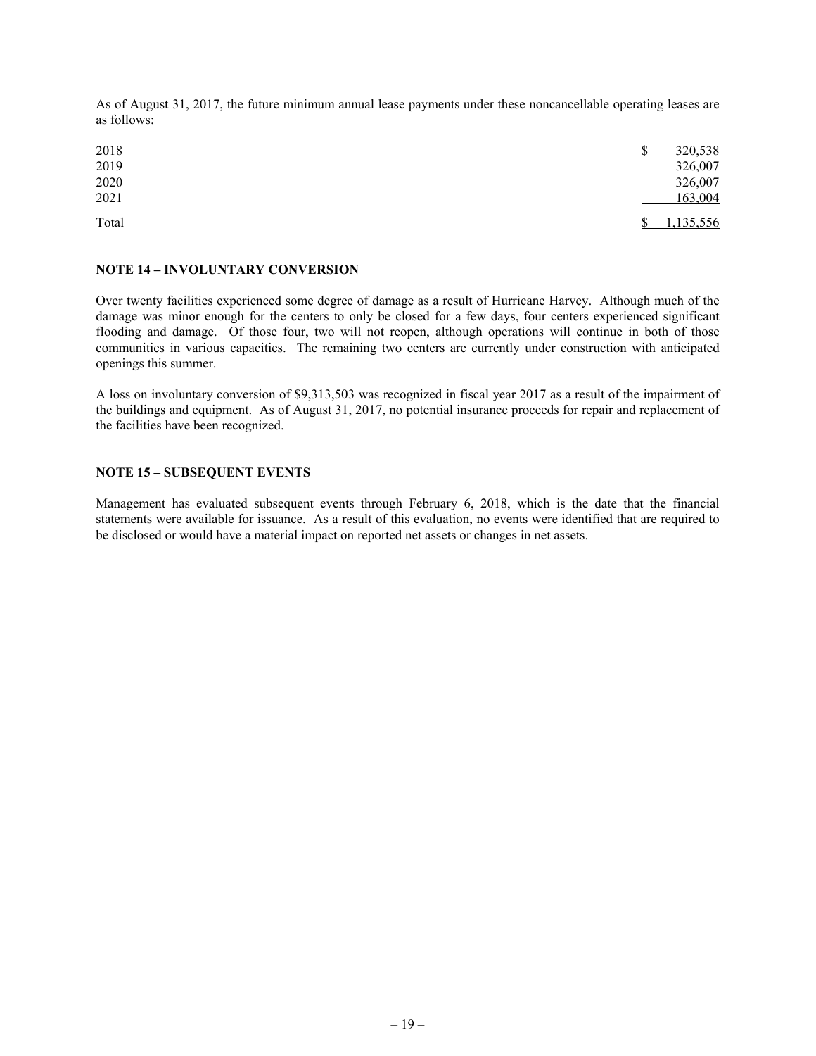As of August 31, 2017, the future minimum annual lease payments under these noncancellable operating leases are as follows:

| | |
|---|---|
| 2018 | $ 320,538 |
| 2019 | 326,007 |
| 2020 | 326,007 |
| 2021 | 163,004 |
| Total | $ 1,135,556 |

**NOTE 14 – INVOLUNTARY CONVERSION**

Over twenty facilities experienced some degree of damage as a result of Hurricane Harvey. Although much of the damage was minor enough for the centers to only be closed for a few days, four centers experienced significant flooding and damage. Of those four, two will not reopen, although operations will continue in both of those communities in various capacities. The remaining two centers are currently under construction with anticipated openings this summer.

A loss on involuntary conversion of $9,313,503 was recognized in fiscal year 2017 as a result of the impairment of the buildings and equipment. As of August 31, 2017, no potential insurance proceeds for repair and replacement of the facilities have been recognized.

**NOTE 15 – SUBSEQUENT EVENTS**

Management has evaluated subsequent events through February 6, 2018, which is the date that the financial statements were available for issuance. As a result of this evaluation, no events were identified that are required to be disclosed or would have a material impact on reported net assets or changes in net assets.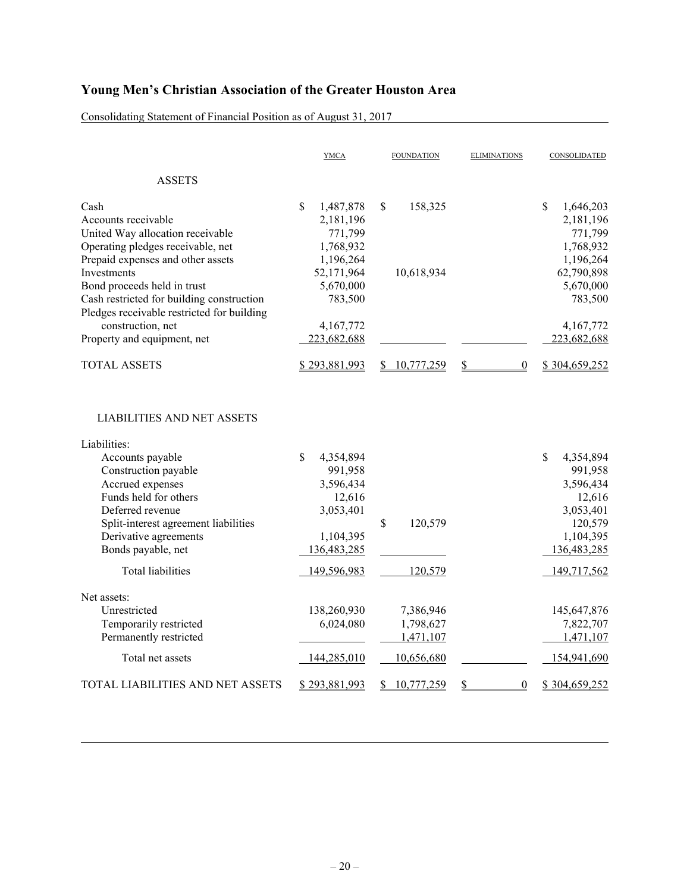# Young Men's Christian Association of the Greater Houston Area

Consolidating Statement of Financial Position as of August 31, 2017

| | YMCA | FOUNDATION | ELIMINATIONS | CONSOLIDATED |
|---|---|---|---|---|
| **ASSETS** | | | | |
| Cash | $ 1,487,878 | $ 158,325 | | $ 1,646,203 |
| Accounts receivable | 2,181,196 | | | 2,181,196 |
| United Way allocation receivable | 771,799 | | | 771,799 |
| Operating pledges receivable, net | 1,768,932 | | | 1,768,932 |
| Prepaid expenses and other assets | 1,196,264 | | | 1,196,264 |
| Investments | 52,171,964 | 10,618,934 | | 62,790,898 |
| Bond proceeds held in trust | 5,670,000 | | | 5,670,000 |
| Cash restricted for building construction | 783,500 | | | 783,500 |
| Pledges receivable restricted for building construction, net | 4,167,772 | | | 4,167,772 |
| Property and equipment, net | 223,682,688 | | | 223,682,688 |
| TOTAL ASSETS | $ 293,881,993 | $ 10,777,259 | $ 0 | $ 304,659,252 |
| **LIABILITIES AND NET ASSETS** | | | | |
| Liabilities: | | | | |
| Accounts payable | $ 4,354,894 | | | $ 4,354,894 |
| Construction payable | 991,958 | | | 991,958 |
| Accrued expenses | 3,596,434 | | | 3,596,434 |
| Funds held for others | 12,616 | | | 12,616 |
| Deferred revenue | 3,053,401 | | | 3,053,401 |
| Split-interest agreement liabilities | | $ 120,579 | | 120,579 |
| Derivative agreements | 1,104,395 | | | 1,104,395 |
| Bonds payable, net | 136,483,285 | | | 136,483,285 |
| Total liabilities | 149,596,983 | 120,579 | | 149,717,562 |
| Net assets: | | | | |
| Unrestricted | 138,260,930 | 7,386,946 | | 145,647,876 |
| Temporarily restricted | 6,024,080 | 1,798,627 | | 7,822,707 |
| Permanently restricted | | 1,471,107 | | 1,471,107 |
| Total net assets | 144,285,010 | 10,656,680 | | 154,941,690 |
| TOTAL LIABILITIES AND NET ASSETS | $ 293,881,993 | $ 10,777,259 | $ 0 | $ 304,659,252 |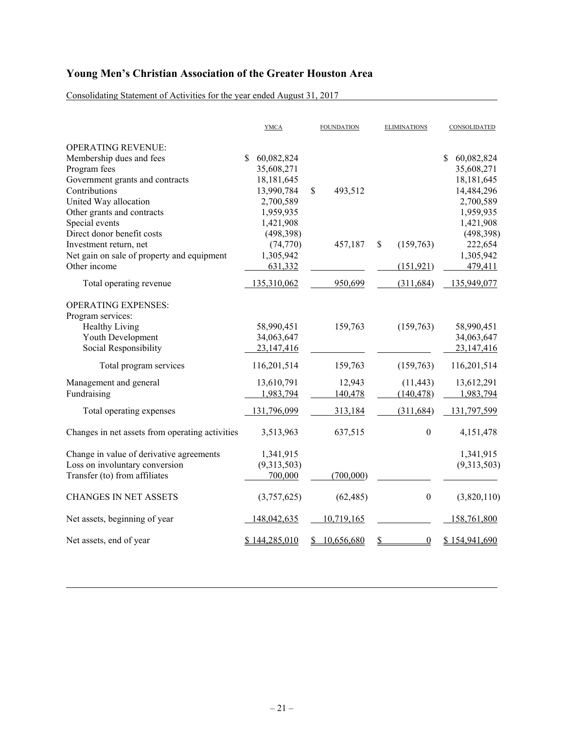# Young Men's Christian Association of the Greater Houston Area

Consolidating Statement of Activities for the year ended August 31, 2017

| | YMCA | FOUNDATION | ELIMINATIONS | CONSOLIDATED |
|---|---|---|---|---|
| OPERATING REVENUE: | | | | |
| Membership dues and fees | $ 60,082,824 | | | $ 60,082,824 |
| Program fees | 35,608,271 | | | 35,608,271 |
| Government grants and contracts | 18,181,645 | | | 18,181,645 |
| Contributions | 13,990,784 | $ 493,512 | | 14,484,296 |
| United Way allocation | 2,700,589 | | | 2,700,589 |
| Other grants and contracts | 1,959,935 | | | 1,959,935 |
| Special events | 1,421,908 | | | 1,421,908 |
| Direct donor benefit costs | (498,398) | | | (498,398) |
| Investment return, net | (74,770) | 457,187 | $ (159,763) | 222,654 |
| Net gain on sale of property and equipment | 1,305,942 | | | 1,305,942 |
| Other income | 631,332 | | (151,921) | 479,411 |
| Total operating revenue | 135,310,062 | 950,699 | (311,684) | 135,949,077 |
| OPERATING EXPENSES: | | | | |
| Program services: | | | | |
| Healthy Living | 58,990,451 | 159,763 | (159,763) | 58,990,451 |
| Youth Development | 34,063,647 | | | 34,063,647 |
| Social Responsibility | 23,147,416 | | | 23,147,416 |
| Total program services | 116,201,514 | 159,763 | (159,763) | 116,201,514 |
| Management and general | 13,610,791 | 12,943 | (11,443) | 13,612,291 |
| Fundraising | 1,983,794 | 140,478 | (140,478) | 1,983,794 |
| Total operating expenses | 131,796,099 | 313,184 | (311,684) | 131,797,599 |
| Changes in net assets from operating activities | 3,513,963 | 637,515 | 0 | 4,151,478 |
| Change in value of derivative agreements | 1,341,915 | | | 1,341,915 |
| Loss on involuntary conversion | (9,313,503) | | | (9,313,503) |
| Transfer (to) from affiliates | 700,000 | (700,000) | | |
| CHANGES IN NET ASSETS | (3,757,625) | (62,485) | 0 | (3,820,110) |
| Net assets, beginning of year | 148,042,635 | 10,719,165 | | 158,761,800 |
| Net assets, end of year | $ 144,285,010 | $ 10,656,680 | $ 0 | $ 154,941,690 |